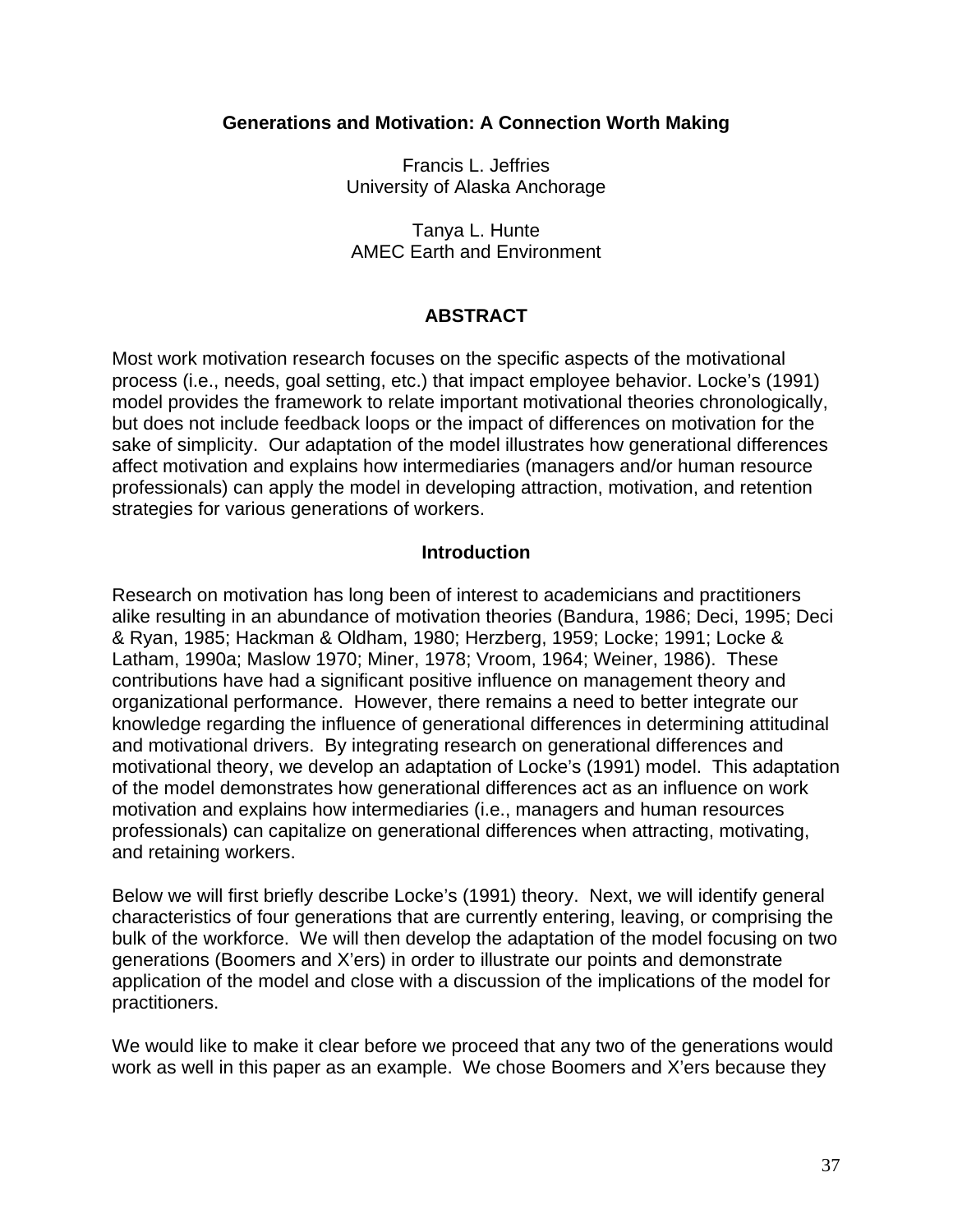# Generations and Motivation: A Connection Worth Making

Francis L. Jeffries
University of Alaska Anchorage

Tanya L. Hunte
AMEC Earth and Environment

## ABSTRACT

Most work motivation research focuses on the specific aspects of the motivational process (i.e., needs, goal setting, etc.) that impact employee behavior. Locke's (1991) model provides the framework to relate important motivational theories chronologically, but does not include feedback loops or the impact of differences on motivation for the sake of simplicity. Our adaptation of the model illustrates how generational differences affect motivation and explains how intermediaries (managers and/or human resource professionals) can apply the model in developing attraction, motivation, and retention strategies for various generations of workers.

## Introduction

Research on motivation has long been of interest to academicians and practitioners alike resulting in an abundance of motivation theories (Bandura, 1986; Deci, 1995; Deci & Ryan, 1985; Hackman & Oldham, 1980; Herzberg, 1959; Locke; 1991; Locke & Latham, 1990a; Maslow 1970; Miner, 1978; Vroom, 1964; Weiner, 1986). These contributions have had a significant positive influence on management theory and organizational performance. However, there remains a need to better integrate our knowledge regarding the influence of generational differences in determining attitudinal and motivational drivers. By integrating research on generational differences and motivational theory, we develop an adaptation of Locke's (1991) model. This adaptation of the model demonstrates how generational differences act as an influence on work motivation and explains how intermediaries (i.e., managers and human resources professionals) can capitalize on generational differences when attracting, motivating, and retaining workers.

Below we will first briefly describe Locke's (1991) theory. Next, we will identify general characteristics of four generations that are currently entering, leaving, or comprising the bulk of the workforce. We will then develop the adaptation of the model focusing on two generations (Boomers and X'ers) in order to illustrate our points and demonstrate application of the model and close with a discussion of the implications of the model for practitioners.

We would like to make it clear before we proceed that any two of the generations would work as well in this paper as an example. We chose Boomers and X'ers because they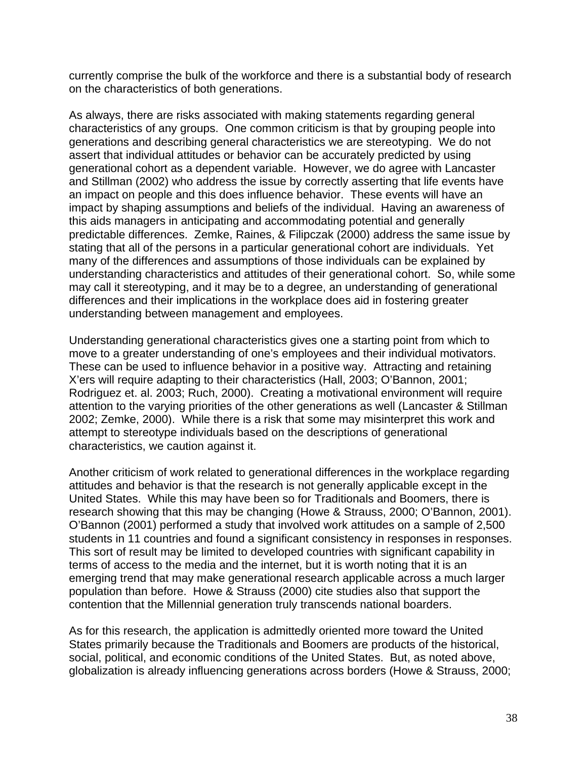currently comprise the bulk of the workforce and there is a substantial body of research on the characteristics of both generations.

As always, there are risks associated with making statements regarding general characteristics of any groups. One common criticism is that by grouping people into generations and describing general characteristics we are stereotyping. We do not assert that individual attitudes or behavior can be accurately predicted by using generational cohort as a dependent variable. However, we do agree with Lancaster and Stillman (2002) who address the issue by correctly asserting that life events have an impact on people and this does influence behavior. These events will have an impact by shaping assumptions and beliefs of the individual. Having an awareness of this aids managers in anticipating and accommodating potential and generally predictable differences. Zemke, Raines, & Filipczak (2000) address the same issue by stating that all of the persons in a particular generational cohort are individuals. Yet many of the differences and assumptions of those individuals can be explained by understanding characteristics and attitudes of their generational cohort. So, while some may call it stereotyping, and it may be to a degree, an understanding of generational differences and their implications in the workplace does aid in fostering greater understanding between management and employees.

Understanding generational characteristics gives one a starting point from which to move to a greater understanding of one's employees and their individual motivators. These can be used to influence behavior in a positive way. Attracting and retaining X'ers will require adapting to their characteristics (Hall, 2003; O'Bannon, 2001; Rodriguez et. al. 2003; Ruch, 2000). Creating a motivational environment will require attention to the varying priorities of the other generations as well (Lancaster & Stillman 2002; Zemke, 2000). While there is a risk that some may misinterpret this work and attempt to stereotype individuals based on the descriptions of generational characteristics, we caution against it.

Another criticism of work related to generational differences in the workplace regarding attitudes and behavior is that the research is not generally applicable except in the United States. While this may have been so for Traditionals and Boomers, there is research showing that this may be changing (Howe & Strauss, 2000; O'Bannon, 2001). O'Bannon (2001) performed a study that involved work attitudes on a sample of 2,500 students in 11 countries and found a significant consistency in responses in responses. This sort of result may be limited to developed countries with significant capability in terms of access to the media and the internet, but it is worth noting that it is an emerging trend that may make generational research applicable across a much larger population than before. Howe & Strauss (2000) cite studies also that support the contention that the Millennial generation truly transcends national boarders.

As for this research, the application is admittedly oriented more toward the United States primarily because the Traditionals and Boomers are products of the historical, social, political, and economic conditions of the United States. But, as noted above, globalization is already influencing generations across borders (Howe & Strauss, 2000;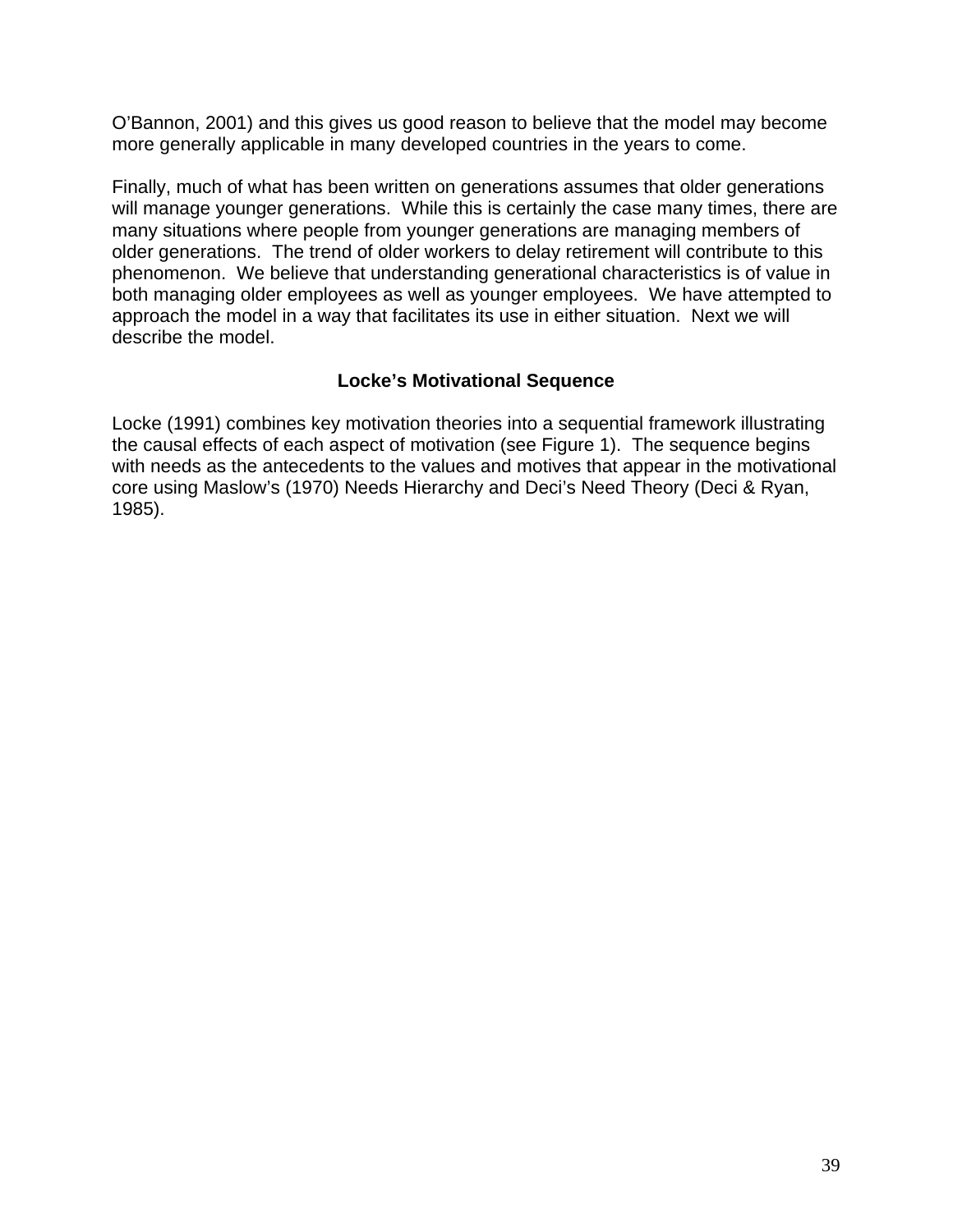O'Bannon, 2001) and this gives us good reason to believe that the model may become more generally applicable in many developed countries in the years to come.

Finally, much of what has been written on generations assumes that older generations will manage younger generations. While this is certainly the case many times, there are many situations where people from younger generations are managing members of older generations. The trend of older workers to delay retirement will contribute to this phenomenon. We believe that understanding generational characteristics is of value in both managing older employees as well as younger employees. We have attempted to approach the model in a way that facilitates its use in either situation. Next we will describe the model.

## Locke's Motivational Sequence

Locke (1991) combines key motivation theories into a sequential framework illustrating the causal effects of each aspect of motivation (see Figure 1). The sequence begins with needs as the antecedents to the values and motives that appear in the motivational core using Maslow's (1970) Needs Hierarchy and Deci's Need Theory (Deci & Ryan, 1985).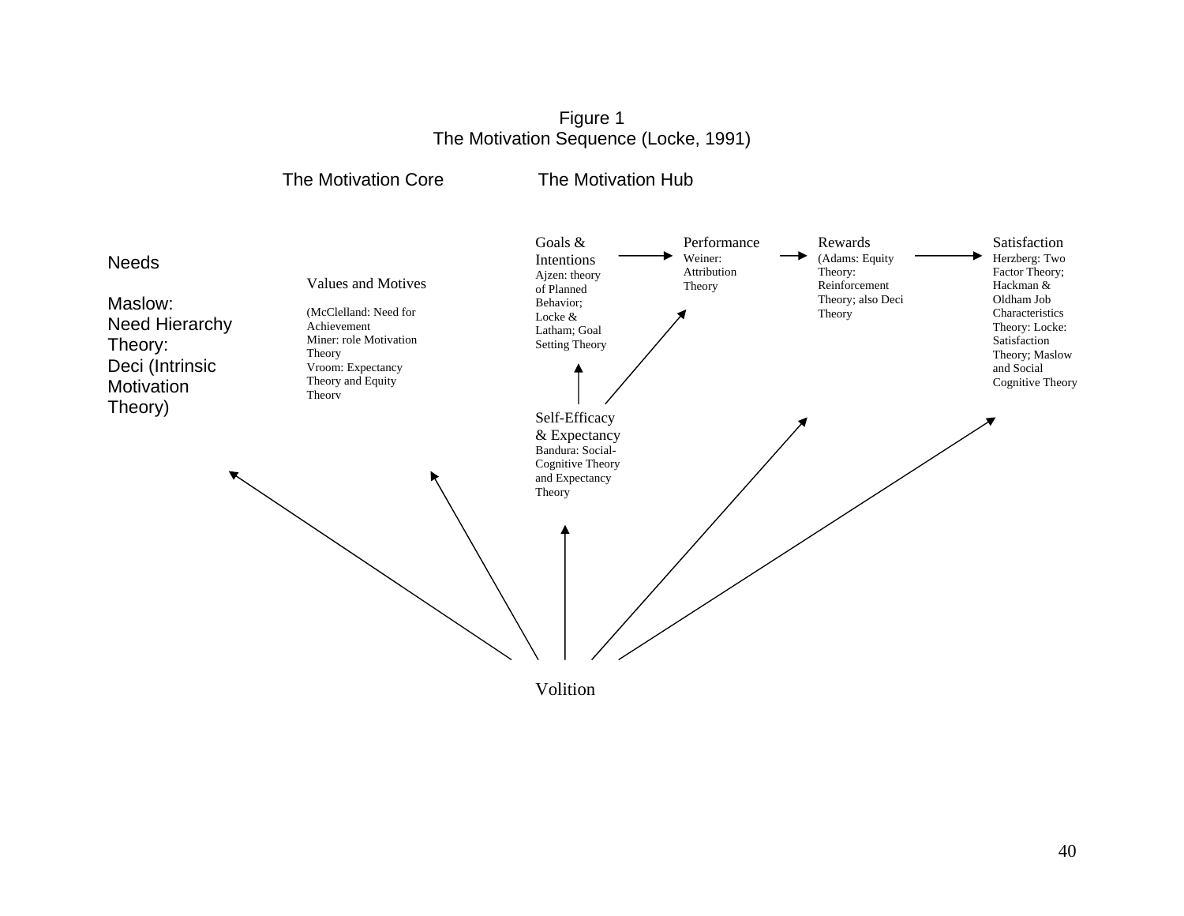Figure 1
The Motivation Sequence (Locke, 1991)

The Motivation Core

The Motivation Hub

Needs

Maslow:
Need Hierarchy Theory:
Deci (Intrinsic Motivation Theory)

Values and Motives

(McClelland: Need for Achievement
Miner: role Motivation Theory
Vroom: Expectancy Theory and Equity Theory

Goals & Intentions
Ajzen: theory of Planned Behavior;
Locke & Latham; Goal Setting Theory

Performance
Weiner: Attribution Theory

Rewards
(Adams: Equity Theory:
Reinforcement Theory; also Deci Theory

Satisfaction
Herzberg: Two Factor Theory;
Hackman & Oldham Job Characteristics Theory: Locke: Satisfaction Theory; Maslow and Social Cognitive Theory

Self-Efficacy & Expectancy
Bandura: Social-Cognitive Theory and Expectancy Theory

Volition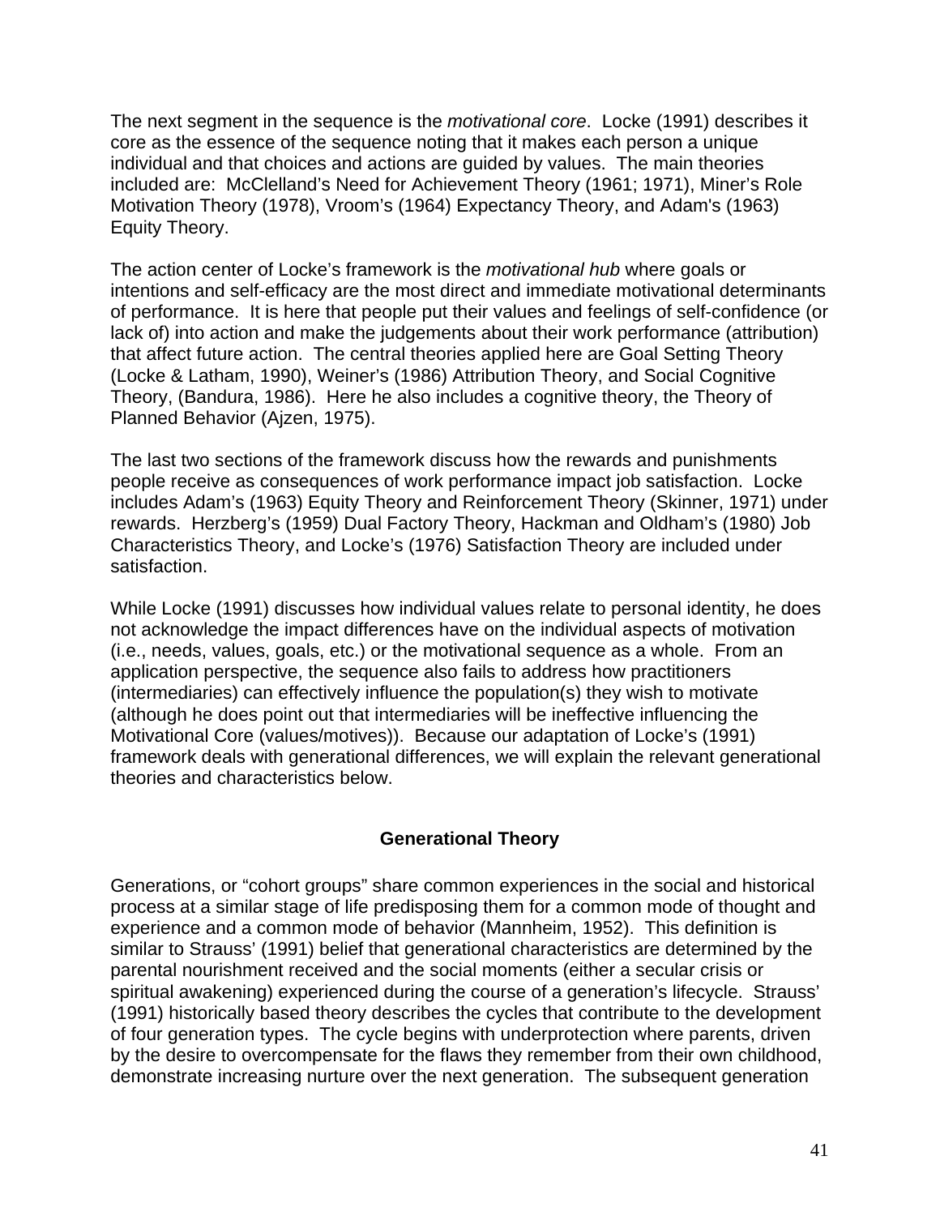The next segment in the sequence is the *motivational core*. Locke (1991) describes it core as the essence of the sequence noting that it makes each person a unique individual and that choices and actions are guided by values. The main theories included are: McClelland's Need for Achievement Theory (1961; 1971), Miner's Role Motivation Theory (1978), Vroom's (1964) Expectancy Theory, and Adam's (1963) Equity Theory.

The action center of Locke's framework is the *motivational hub* where goals or intentions and self-efficacy are the most direct and immediate motivational determinants of performance. It is here that people put their values and feelings of self-confidence (or lack of) into action and make the judgements about their work performance (attribution) that affect future action. The central theories applied here are Goal Setting Theory (Locke & Latham, 1990), Weiner's (1986) Attribution Theory, and Social Cognitive Theory, (Bandura, 1986). Here he also includes a cognitive theory, the Theory of Planned Behavior (Ajzen, 1975).

The last two sections of the framework discuss how the rewards and punishments people receive as consequences of work performance impact job satisfaction. Locke includes Adam's (1963) Equity Theory and Reinforcement Theory (Skinner, 1971) under rewards. Herzberg's (1959) Dual Factory Theory, Hackman and Oldham's (1980) Job Characteristics Theory, and Locke's (1976) Satisfaction Theory are included under satisfaction.

While Locke (1991) discusses how individual values relate to personal identity, he does not acknowledge the impact differences have on the individual aspects of motivation (i.e., needs, values, goals, etc.) or the motivational sequence as a whole. From an application perspective, the sequence also fails to address how practitioners (intermediaries) can effectively influence the population(s) they wish to motivate (although he does point out that intermediaries will be ineffective influencing the Motivational Core (values/motives)). Because our adaptation of Locke's (1991) framework deals with generational differences, we will explain the relevant generational theories and characteristics below.

## Generational Theory

Generations, or "cohort groups" share common experiences in the social and historical process at a similar stage of life predisposing them for a common mode of thought and experience and a common mode of behavior (Mannheim, 1952). This definition is similar to Strauss' (1991) belief that generational characteristics are determined by the parental nourishment received and the social moments (either a secular crisis or spiritual awakening) experienced during the course of a generation's lifecycle. Strauss' (1991) historically based theory describes the cycles that contribute to the development of four generation types. The cycle begins with underprotection where parents, driven by the desire to overcompensate for the flaws they remember from their own childhood, demonstrate increasing nurture over the next generation. The subsequent generation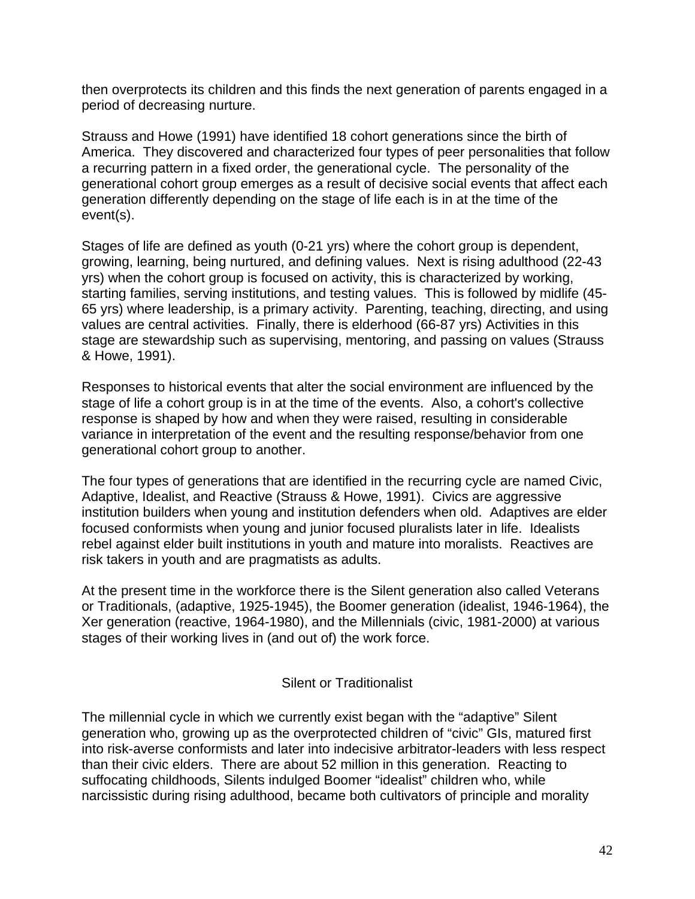then overprotects its children and this finds the next generation of parents engaged in a period of decreasing nurture.

Strauss and Howe (1991) have identified 18 cohort generations since the birth of America. They discovered and characterized four types of peer personalities that follow a recurring pattern in a fixed order, the generational cycle. The personality of the generational cohort group emerges as a result of decisive social events that affect each generation differently depending on the stage of life each is in at the time of the event(s).

Stages of life are defined as youth (0-21 yrs) where the cohort group is dependent, growing, learning, being nurtured, and defining values. Next is rising adulthood (22-43 yrs) when the cohort group is focused on activity, this is characterized by working, starting families, serving institutions, and testing values. This is followed by midlife (45-65 yrs) where leadership, is a primary activity. Parenting, teaching, directing, and using values are central activities. Finally, there is elderhood (66-87 yrs) Activities in this stage are stewardship such as supervising, mentoring, and passing on values (Strauss & Howe, 1991).

Responses to historical events that alter the social environment are influenced by the stage of life a cohort group is in at the time of the events. Also, a cohort's collective response is shaped by how and when they were raised, resulting in considerable variance in interpretation of the event and the resulting response/behavior from one generational cohort group to another.

The four types of generations that are identified in the recurring cycle are named Civic, Adaptive, Idealist, and Reactive (Strauss & Howe, 1991). Civics are aggressive institution builders when young and institution defenders when old. Adaptives are elder focused conformists when young and junior focused pluralists later in life. Idealists rebel against elder built institutions in youth and mature into moralists. Reactives are risk takers in youth and are pragmatists as adults.

At the present time in the workforce there is the Silent generation also called Veterans or Traditionals, (adaptive, 1925-1945), the Boomer generation (idealist, 1946-1964), the Xer generation (reactive, 1964-1980), and the Millennials (civic, 1981-2000) at various stages of their working lives in (and out of) the work force.

## Silent or Traditionalist

The millennial cycle in which we currently exist began with the “adaptive” Silent generation who, growing up as the overprotected children of “civic” GIs, matured first into risk-averse conformists and later into indecisive arbitrator-leaders with less respect than their civic elders. There are about 52 million in this generation. Reacting to suffocating childhoods, Silents indulged Boomer “idealist” children who, while narcissistic during rising adulthood, became both cultivators of principle and morality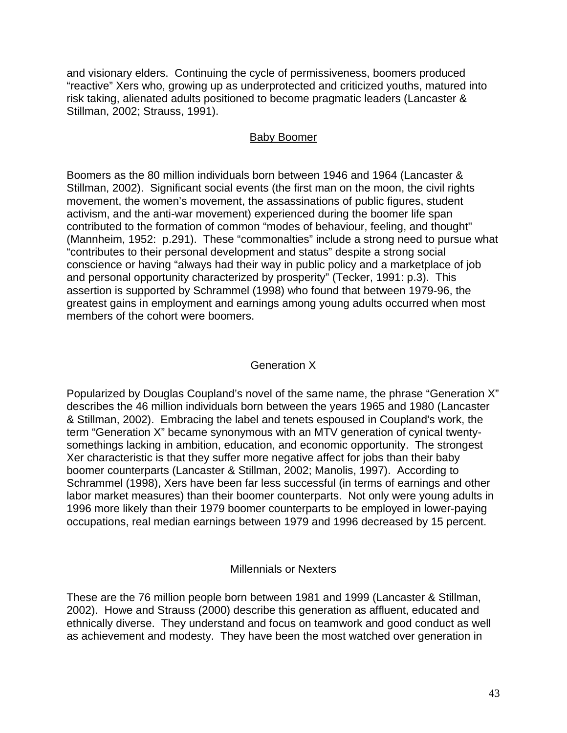and visionary elders. Continuing the cycle of permissiveness, boomers produced "reactive" Xers who, growing up as underprotected and criticized youths, matured into risk taking, alienated adults positioned to become pragmatic leaders (Lancaster & Stillman, 2002; Strauss, 1991).

## Baby Boomer

Boomers as the 80 million individuals born between 1946 and 1964 (Lancaster & Stillman, 2002). Significant social events (the first man on the moon, the civil rights movement, the women's movement, the assassinations of public figures, student activism, and the anti-war movement) experienced during the boomer life span contributed to the formation of common "modes of behaviour, feeling, and thought" (Mannheim, 1952: p.291). These "commonalties" include a strong need to pursue what "contributes to their personal development and status" despite a strong social conscience or having "always had their way in public policy and a marketplace of job and personal opportunity characterized by prosperity" (Tecker, 1991: p.3). This assertion is supported by Schrammel (1998) who found that between 1979-96, the greatest gains in employment and earnings among young adults occurred when most members of the cohort were boomers.

## Generation X

Popularized by Douglas Coupland's novel of the same name, the phrase "Generation X" describes the 46 million individuals born between the years 1965 and 1980 (Lancaster & Stillman, 2002). Embracing the label and tenets espoused in Coupland's work, the term "Generation X" became synonymous with an MTV generation of cynical twenty-somethings lacking in ambition, education, and economic opportunity. The strongest Xer characteristic is that they suffer more negative affect for jobs than their baby boomer counterparts (Lancaster & Stillman, 2002; Manolis, 1997). According to Schrammel (1998), Xers have been far less successful (in terms of earnings and other labor market measures) than their boomer counterparts. Not only were young adults in 1996 more likely than their 1979 boomer counterparts to be employed in lower-paying occupations, real median earnings between 1979 and 1996 decreased by 15 percent.

## Millennials or Nexters

These are the 76 million people born between 1981 and 1999 (Lancaster & Stillman, 2002). Howe and Strauss (2000) describe this generation as affluent, educated and ethnically diverse. They understand and focus on teamwork and good conduct as well as achievement and modesty. They have been the most watched over generation in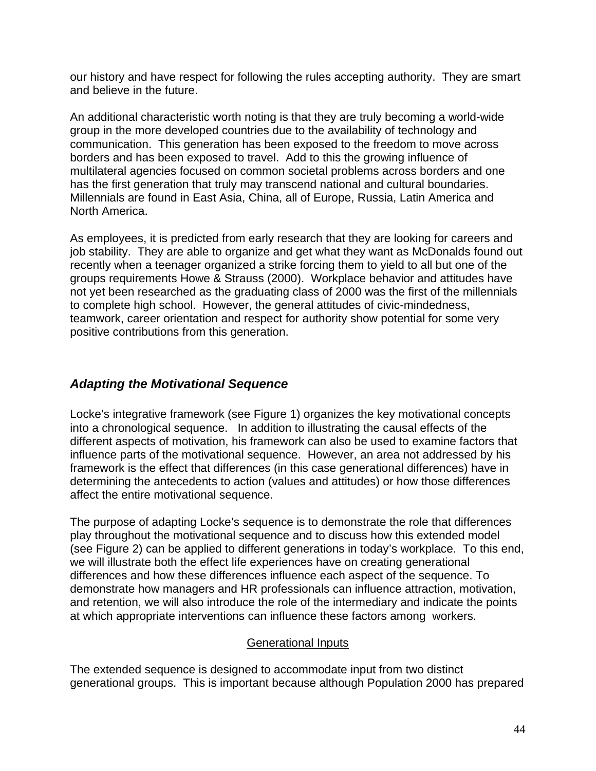our history and have respect for following the rules accepting authority. They are smart and believe in the future.

An additional characteristic worth noting is that they are truly becoming a world-wide group in the more developed countries due to the availability of technology and communication. This generation has been exposed to the freedom to move across borders and has been exposed to travel. Add to this the growing influence of multilateral agencies focused on common societal problems across borders and one has the first generation that truly may transcend national and cultural boundaries. Millennials are found in East Asia, China, all of Europe, Russia, Latin America and North America.

As employees, it is predicted from early research that they are looking for careers and job stability. They are able to organize and get what they want as McDonalds found out recently when a teenager organized a strike forcing them to yield to all but one of the groups requirements Howe & Strauss (2000). Workplace behavior and attitudes have not yet been researched as the graduating class of 2000 was the first of the millennials to complete high school. However, the general attitudes of civic-mindedness, teamwork, career orientation and respect for authority show potential for some very positive contributions from this generation.

## *Adapting the Motivational Sequence*

Locke's integrative framework (see Figure 1) organizes the key motivational concepts into a chronological sequence. In addition to illustrating the causal effects of the different aspects of motivation, his framework can also be used to examine factors that influence parts of the motivational sequence. However, an area not addressed by his framework is the effect that differences (in this case generational differences) have in determining the antecedents to action (values and attitudes) or how those differences affect the entire motivational sequence.

The purpose of adapting Locke's sequence is to demonstrate the role that differences play throughout the motivational sequence and to discuss how this extended model (see Figure 2) can be applied to different generations in today's workplace. To this end, we will illustrate both the effect life experiences have on creating generational differences and how these differences influence each aspect of the sequence. To demonstrate how managers and HR professionals can influence attraction, motivation, and retention, we will also introduce the role of the intermediary and indicate the points at which appropriate interventions can influence these factors among workers.

### Generational Inputs

The extended sequence is designed to accommodate input from two distinct generational groups. This is important because although Population 2000 has prepared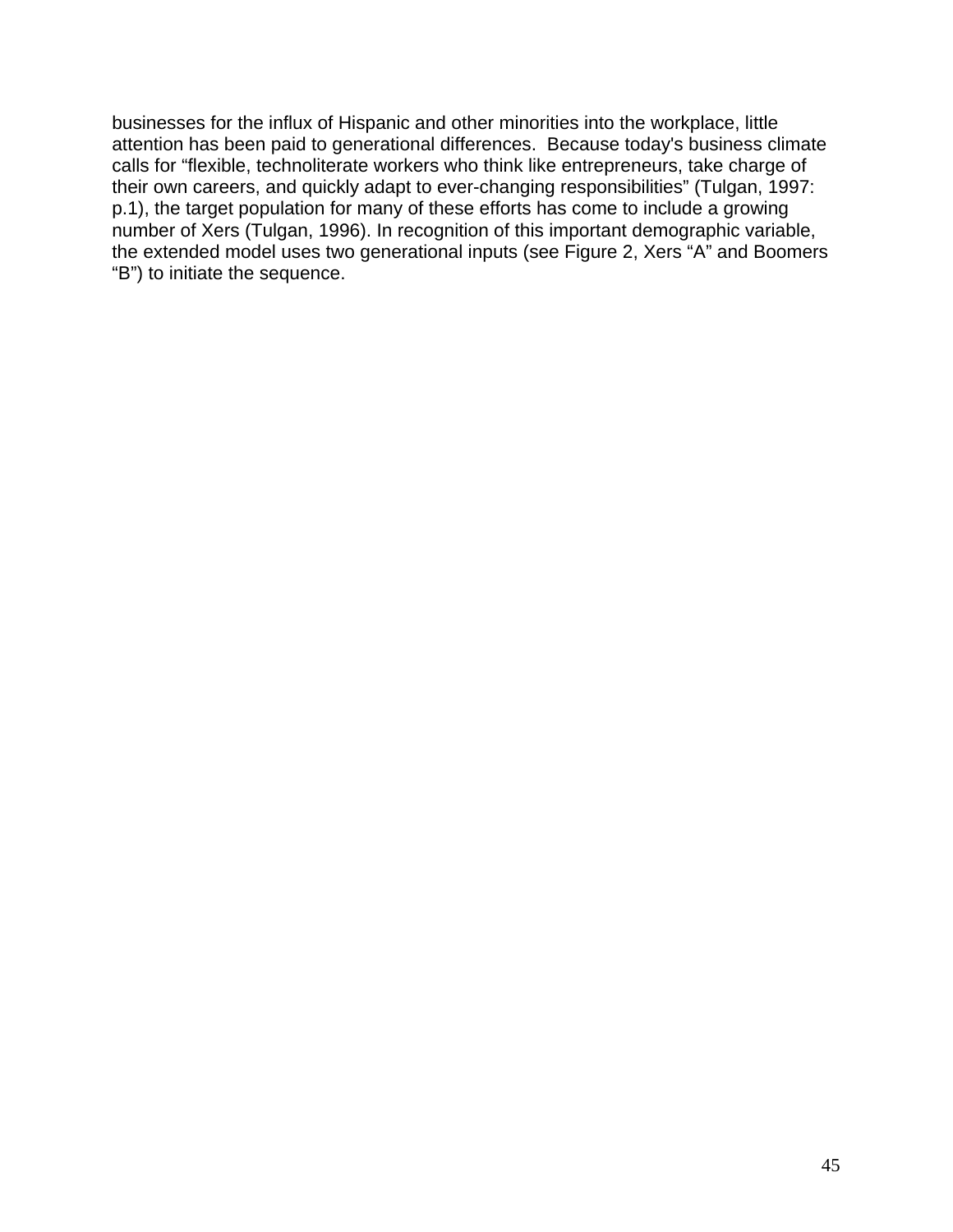businesses for the influx of Hispanic and other minorities into the workplace, little attention has been paid to generational differences. Because today's business climate calls for “flexible, technoliterate workers who think like entrepreneurs, take charge of their own careers, and quickly adapt to ever-changing responsibilities” (Tulgan, 1997: p.1), the target population for many of these efforts has come to include a growing number of Xers (Tulgan, 1996). In recognition of this important demographic variable, the extended model uses two generational inputs (see Figure 2, Xers “A” and Boomers “B”) to initiate the sequence.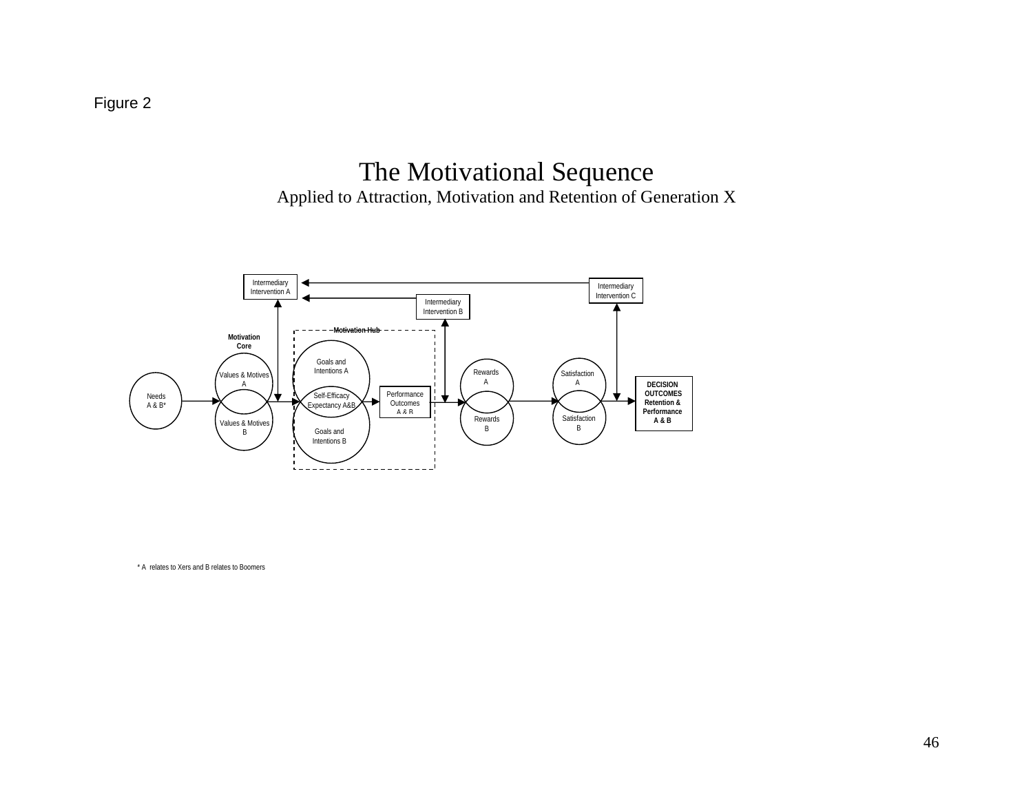Figure 2

# The Motivational Sequence

Applied to Attraction, Motivation and Retention of Generation X

Intermediary Intervention A

Intermediary Intervention C

Intermediary Intervention B

Motivation Hub

Motivation Core

Goals and Intentions A

Values & Motives A

Rewards A

Satisfaction A

Needs A & B*

Self-Efficacy Expectancy A&B

Performance Outcomes A & B

DECISION OUTCOMES Retention & Performance A & B

Values & Motives B

Rewards B

Satisfaction B

Goals and Intentions B

* A relates to Xers and B relates to Boomers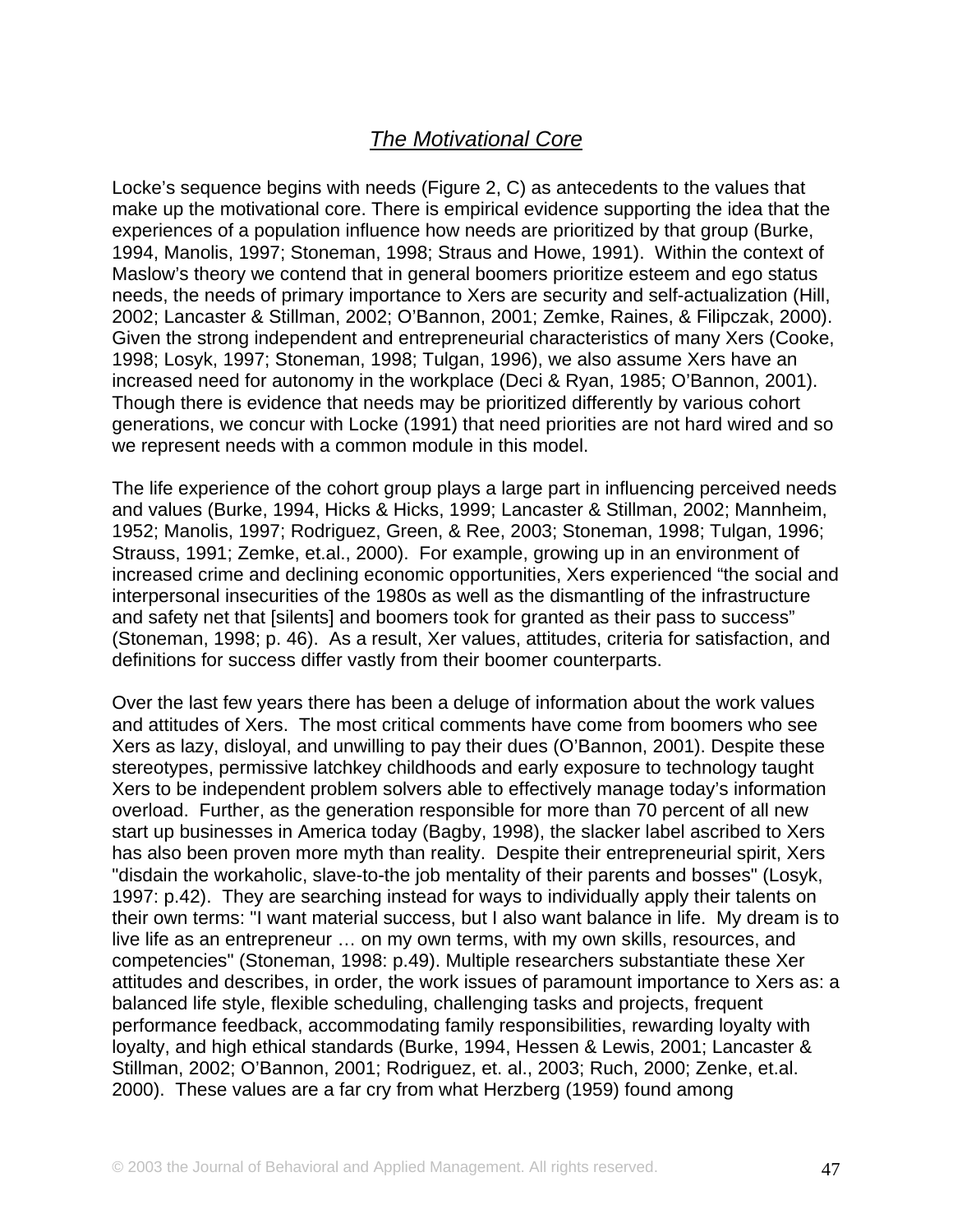## *The Motivational Core*

Locke's sequence begins with needs (Figure 2, C) as antecedents to the values that make up the motivational core. There is empirical evidence supporting the idea that the experiences of a population influence how needs are prioritized by that group (Burke, 1994, Manolis, 1997; Stoneman, 1998; Straus and Howe, 1991). Within the context of Maslow's theory we contend that in general boomers prioritize esteem and ego status needs, the needs of primary importance to Xers are security and self-actualization (Hill, 2002; Lancaster & Stillman, 2002; O'Bannon, 2001; Zemke, Raines, & Filipczak, 2000). Given the strong independent and entrepreneurial characteristics of many Xers (Cooke, 1998; Losyk, 1997; Stoneman, 1998; Tulgan, 1996), we also assume Xers have an increased need for autonomy in the workplace (Deci & Ryan, 1985; O'Bannon, 2001). Though there is evidence that needs may be prioritized differently by various cohort generations, we concur with Locke (1991) that need priorities are not hard wired and so we represent needs with a common module in this model.

The life experience of the cohort group plays a large part in influencing perceived needs and values (Burke, 1994, Hicks & Hicks, 1999; Lancaster & Stillman, 2002; Mannheim, 1952; Manolis, 1997; Rodriguez, Green, & Ree, 2003; Stoneman, 1998; Tulgan, 1996; Strauss, 1991; Zemke, et.al., 2000). For example, growing up in an environment of increased crime and declining economic opportunities, Xers experienced "the social and interpersonal insecurities of the 1980s as well as the dismantling of the infrastructure and safety net that [silents] and boomers took for granted as their pass to success" (Stoneman, 1998; p. 46). As a result, Xer values, attitudes, criteria for satisfaction, and definitions for success differ vastly from their boomer counterparts.

Over the last few years there has been a deluge of information about the work values and attitudes of Xers. The most critical comments have come from boomers who see Xers as lazy, disloyal, and unwilling to pay their dues (O'Bannon, 2001). Despite these stereotypes, permissive latchkey childhoods and early exposure to technology taught Xers to be independent problem solvers able to effectively manage today's information overload. Further, as the generation responsible for more than 70 percent of all new start up businesses in America today (Bagby, 1998), the slacker label ascribed to Xers has also been proven more myth than reality. Despite their entrepreneurial spirit, Xers "disdain the workaholic, slave-to-the job mentality of their parents and bosses" (Losyk, 1997: p.42). They are searching instead for ways to individually apply their talents on their own terms: "I want material success, but I also want balance in life. My dream is to live life as an entrepreneur … on my own terms, with my own skills, resources, and competencies" (Stoneman, 1998: p.49). Multiple researchers substantiate these Xer attitudes and describes, in order, the work issues of paramount importance to Xers as: a balanced life style, flexible scheduling, challenging tasks and projects, frequent performance feedback, accommodating family responsibilities, rewarding loyalty with loyalty, and high ethical standards (Burke, 1994, Hessen & Lewis, 2001; Lancaster & Stillman, 2002; O'Bannon, 2001; Rodriguez, et. al., 2003; Ruch, 2000; Zenke, et.al. 2000). These values are a far cry from what Herzberg (1959) found among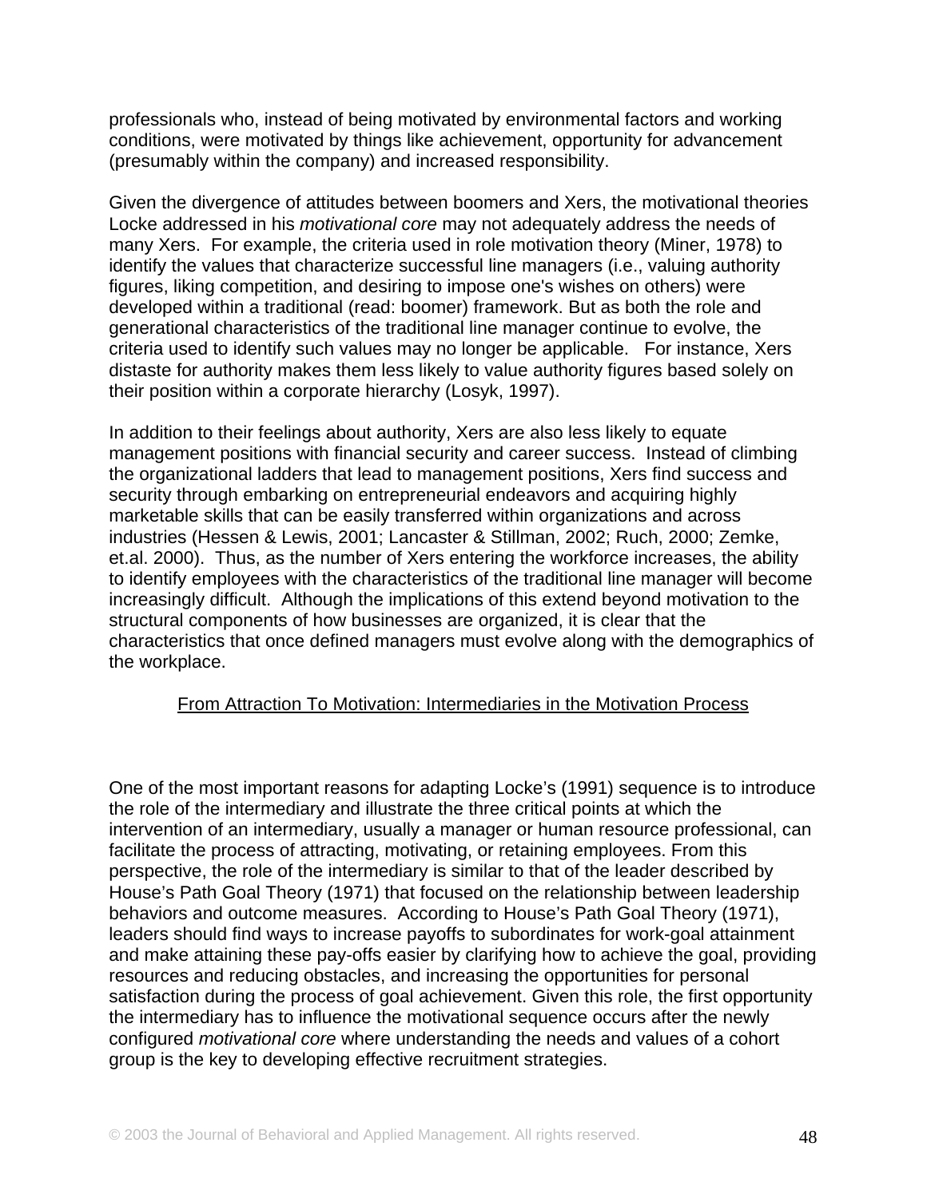professionals who, instead of being motivated by environmental factors and working conditions, were motivated by things like achievement, opportunity for advancement (presumably within the company) and increased responsibility.

Given the divergence of attitudes between boomers and Xers, the motivational theories Locke addressed in his *motivational core* may not adequately address the needs of many Xers. For example, the criteria used in role motivation theory (Miner, 1978) to identify the values that characterize successful line managers (i.e., valuing authority figures, liking competition, and desiring to impose one's wishes on others) were developed within a traditional (read: boomer) framework. But as both the role and generational characteristics of the traditional line manager continue to evolve, the criteria used to identify such values may no longer be applicable. For instance, Xers distaste for authority makes them less likely to value authority figures based solely on their position within a corporate hierarchy (Losyk, 1997).

In addition to their feelings about authority, Xers are also less likely to equate management positions with financial security and career success. Instead of climbing the organizational ladders that lead to management positions, Xers find success and security through embarking on entrepreneurial endeavors and acquiring highly marketable skills that can be easily transferred within organizations and across industries (Hessen & Lewis, 2001; Lancaster & Stillman, 2002; Ruch, 2000; Zemke, et.al. 2000). Thus, as the number of Xers entering the workforce increases, the ability to identify employees with the characteristics of the traditional line manager will become increasingly difficult. Although the implications of this extend beyond motivation to the structural components of how businesses are organized, it is clear that the characteristics that once defined managers must evolve along with the demographics of the workplace.

## From Attraction To Motivation: Intermediaries in the Motivation Process

One of the most important reasons for adapting Locke's (1991) sequence is to introduce the role of the intermediary and illustrate the three critical points at which the intervention of an intermediary, usually a manager or human resource professional, can facilitate the process of attracting, motivating, or retaining employees. From this perspective, the role of the intermediary is similar to that of the leader described by House's Path Goal Theory (1971) that focused on the relationship between leadership behaviors and outcome measures. According to House's Path Goal Theory (1971), leaders should find ways to increase payoffs to subordinates for work-goal attainment and make attaining these pay-offs easier by clarifying how to achieve the goal, providing resources and reducing obstacles, and increasing the opportunities for personal satisfaction during the process of goal achievement. Given this role, the first opportunity the intermediary has to influence the motivational sequence occurs after the newly configured *motivational core* where understanding the needs and values of a cohort group is the key to developing effective recruitment strategies.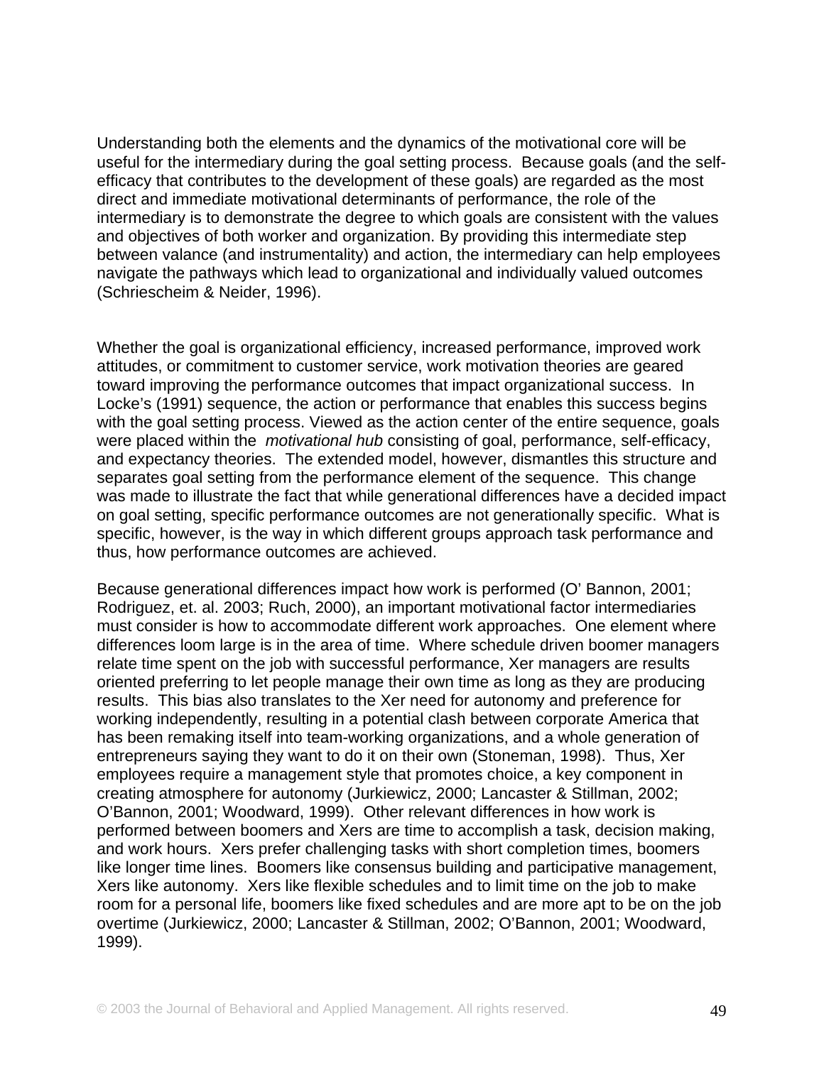Understanding both the elements and the dynamics of the motivational core will be useful for the intermediary during the goal setting process. Because goals (and the self-efficacy that contributes to the development of these goals) are regarded as the most direct and immediate motivational determinants of performance, the role of the intermediary is to demonstrate the degree to which goals are consistent with the values and objectives of both worker and organization. By providing this intermediate step between valance (and instrumentality) and action, the intermediary can help employees navigate the pathways which lead to organizational and individually valued outcomes (Schriescheim & Neider, 1996).

Whether the goal is organizational efficiency, increased performance, improved work attitudes, or commitment to customer service, work motivation theories are geared toward improving the performance outcomes that impact organizational success. In Locke's (1991) sequence, the action or performance that enables this success begins with the goal setting process. Viewed as the action center of the entire sequence, goals were placed within the *motivational hub* consisting of goal, performance, self-efficacy, and expectancy theories. The extended model, however, dismantles this structure and separates goal setting from the performance element of the sequence. This change was made to illustrate the fact that while generational differences have a decided impact on goal setting, specific performance outcomes are not generationally specific. What is specific, however, is the way in which different groups approach task performance and thus, how performance outcomes are achieved.

Because generational differences impact how work is performed (O' Bannon, 2001; Rodriguez, et. al. 2003; Ruch, 2000), an important motivational factor intermediaries must consider is how to accommodate different work approaches. One element where differences loom large is in the area of time. Where schedule driven boomer managers relate time spent on the job with successful performance, Xer managers are results oriented preferring to let people manage their own time as long as they are producing results. This bias also translates to the Xer need for autonomy and preference for working independently, resulting in a potential clash between corporate America that has been remaking itself into team-working organizations, and a whole generation of entrepreneurs saying they want to do it on their own (Stoneman, 1998). Thus, Xer employees require a management style that promotes choice, a key component in creating atmosphere for autonomy (Jurkiewicz, 2000; Lancaster & Stillman, 2002; O'Bannon, 2001; Woodward, 1999). Other relevant differences in how work is performed between boomers and Xers are time to accomplish a task, decision making, and work hours. Xers prefer challenging tasks with short completion times, boomers like longer time lines. Boomers like consensus building and participative management, Xers like autonomy. Xers like flexible schedules and to limit time on the job to make room for a personal life, boomers like fixed schedules and are more apt to be on the job overtime (Jurkiewicz, 2000; Lancaster & Stillman, 2002; O'Bannon, 2001; Woodward, 1999).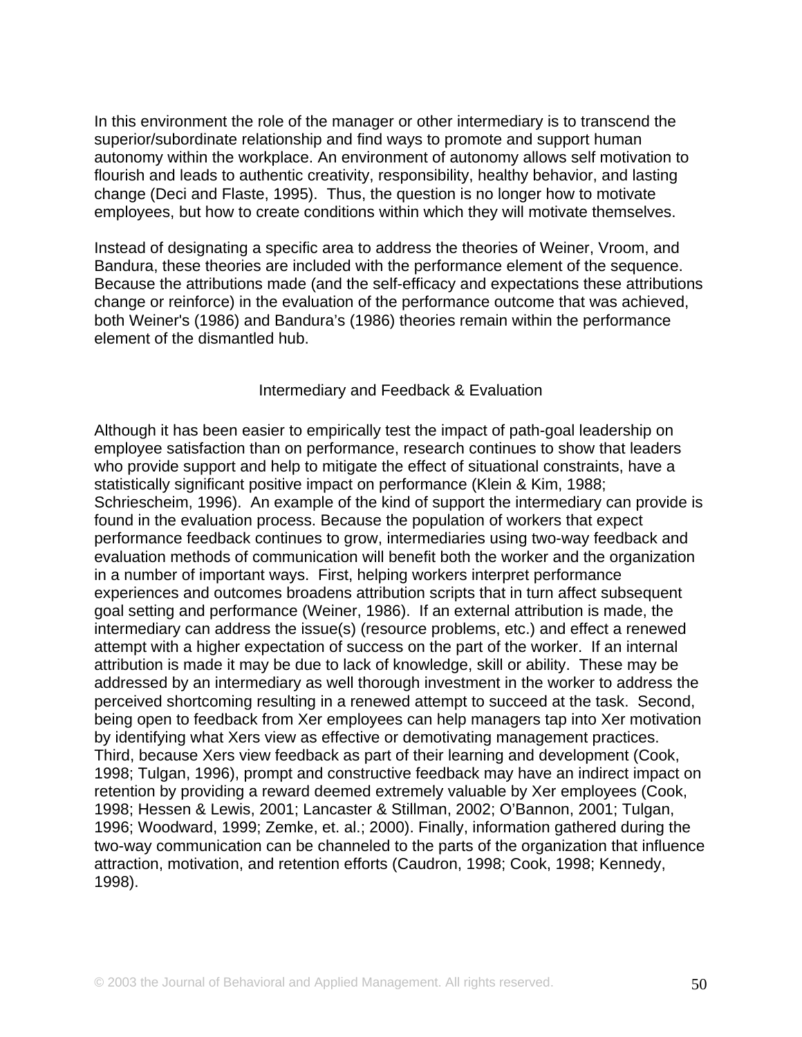In this environment the role of the manager or other intermediary is to transcend the superior/subordinate relationship and find ways to promote and support human autonomy within the workplace. An environment of autonomy allows self motivation to flourish and leads to authentic creativity, responsibility, healthy behavior, and lasting change (Deci and Flaste, 1995). Thus, the question is no longer how to motivate employees, but how to create conditions within which they will motivate themselves.

Instead of designating a specific area to address the theories of Weiner, Vroom, and Bandura, these theories are included with the performance element of the sequence. Because the attributions made (and the self-efficacy and expectations these attributions change or reinforce) in the evaluation of the performance outcome that was achieved, both Weiner's (1986) and Bandura's (1986) theories remain within the performance element of the dismantled hub.

## Intermediary and Feedback & Evaluation

Although it has been easier to empirically test the impact of path-goal leadership on employee satisfaction than on performance, research continues to show that leaders who provide support and help to mitigate the effect of situational constraints, have a statistically significant positive impact on performance (Klein & Kim, 1988; Schriescheim, 1996). An example of the kind of support the intermediary can provide is found in the evaluation process. Because the population of workers that expect performance feedback continues to grow, intermediaries using two-way feedback and evaluation methods of communication will benefit both the worker and the organization in a number of important ways. First, helping workers interpret performance experiences and outcomes broadens attribution scripts that in turn affect subsequent goal setting and performance (Weiner, 1986). If an external attribution is made, the intermediary can address the issue(s) (resource problems, etc.) and effect a renewed attempt with a higher expectation of success on the part of the worker. If an internal attribution is made it may be due to lack of knowledge, skill or ability. These may be addressed by an intermediary as well thorough investment in the worker to address the perceived shortcoming resulting in a renewed attempt to succeed at the task. Second, being open to feedback from Xer employees can help managers tap into Xer motivation by identifying what Xers view as effective or demotivating management practices. Third, because Xers view feedback as part of their learning and development (Cook, 1998; Tulgan, 1996), prompt and constructive feedback may have an indirect impact on retention by providing a reward deemed extremely valuable by Xer employees (Cook, 1998; Hessen & Lewis, 2001; Lancaster & Stillman, 2002; O'Bannon, 2001; Tulgan, 1996; Woodward, 1999; Zemke, et. al.; 2000). Finally, information gathered during the two-way communication can be channeled to the parts of the organization that influence attraction, motivation, and retention efforts (Caudron, 1998; Cook, 1998; Kennedy, 1998).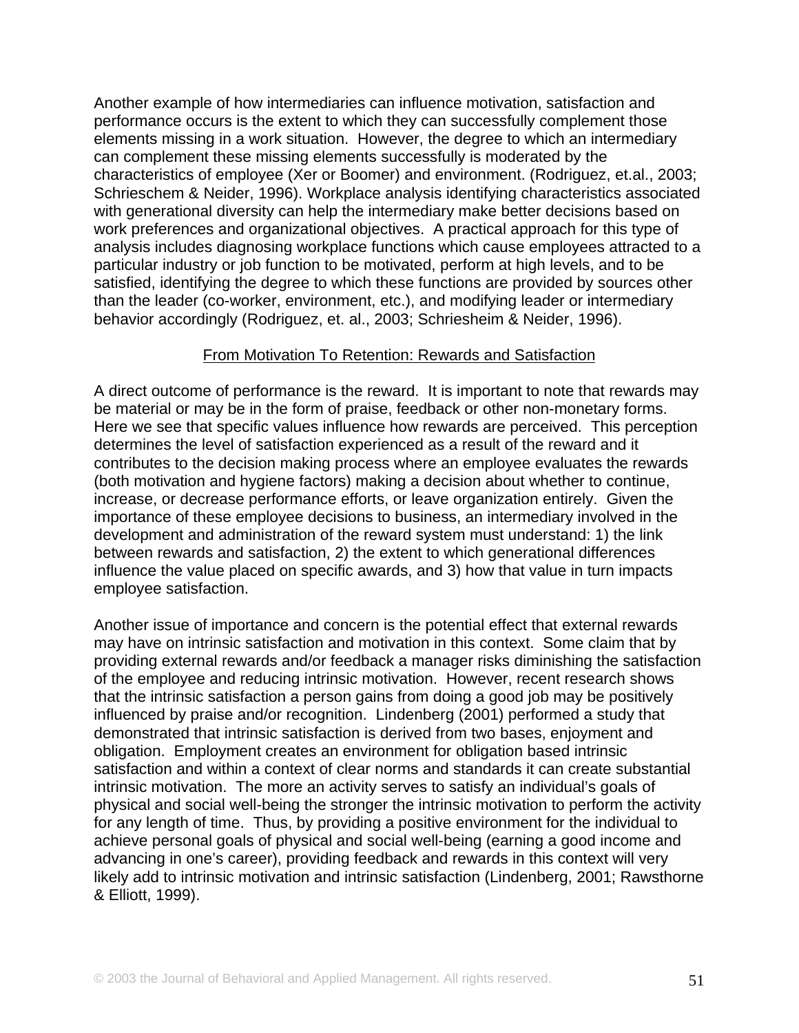Another example of how intermediaries can influence motivation, satisfaction and performance occurs is the extent to which they can successfully complement those elements missing in a work situation. However, the degree to which an intermediary can complement these missing elements successfully is moderated by the characteristics of employee (Xer or Boomer) and environment. (Rodriguez, et.al., 2003; Schrieschem & Neider, 1996). Workplace analysis identifying characteristics associated with generational diversity can help the intermediary make better decisions based on work preferences and organizational objectives. A practical approach for this type of analysis includes diagnosing workplace functions which cause employees attracted to a particular industry or job function to be motivated, perform at high levels, and to be satisfied, identifying the degree to which these functions are provided by sources other than the leader (co-worker, environment, etc.), and modifying leader or intermediary behavior accordingly (Rodriguez, et. al., 2003; Schriesheim & Neider, 1996).

## From Motivation To Retention: Rewards and Satisfaction

A direct outcome of performance is the reward. It is important to note that rewards may be material or may be in the form of praise, feedback or other non-monetary forms. Here we see that specific values influence how rewards are perceived. This perception determines the level of satisfaction experienced as a result of the reward and it contributes to the decision making process where an employee evaluates the rewards (both motivation and hygiene factors) making a decision about whether to continue, increase, or decrease performance efforts, or leave organization entirely. Given the importance of these employee decisions to business, an intermediary involved in the development and administration of the reward system must understand: 1) the link between rewards and satisfaction, 2) the extent to which generational differences influence the value placed on specific awards, and 3) how that value in turn impacts employee satisfaction.

Another issue of importance and concern is the potential effect that external rewards may have on intrinsic satisfaction and motivation in this context. Some claim that by providing external rewards and/or feedback a manager risks diminishing the satisfaction of the employee and reducing intrinsic motivation. However, recent research shows that the intrinsic satisfaction a person gains from doing a good job may be positively influenced by praise and/or recognition. Lindenberg (2001) performed a study that demonstrated that intrinsic satisfaction is derived from two bases, enjoyment and obligation. Employment creates an environment for obligation based intrinsic satisfaction and within a context of clear norms and standards it can create substantial intrinsic motivation. The more an activity serves to satisfy an individual's goals of physical and social well-being the stronger the intrinsic motivation to perform the activity for any length of time. Thus, by providing a positive environment for the individual to achieve personal goals of physical and social well-being (earning a good income and advancing in one's career), providing feedback and rewards in this context will very likely add to intrinsic motivation and intrinsic satisfaction (Lindenberg, 2001; Rawsthorne & Elliott, 1999).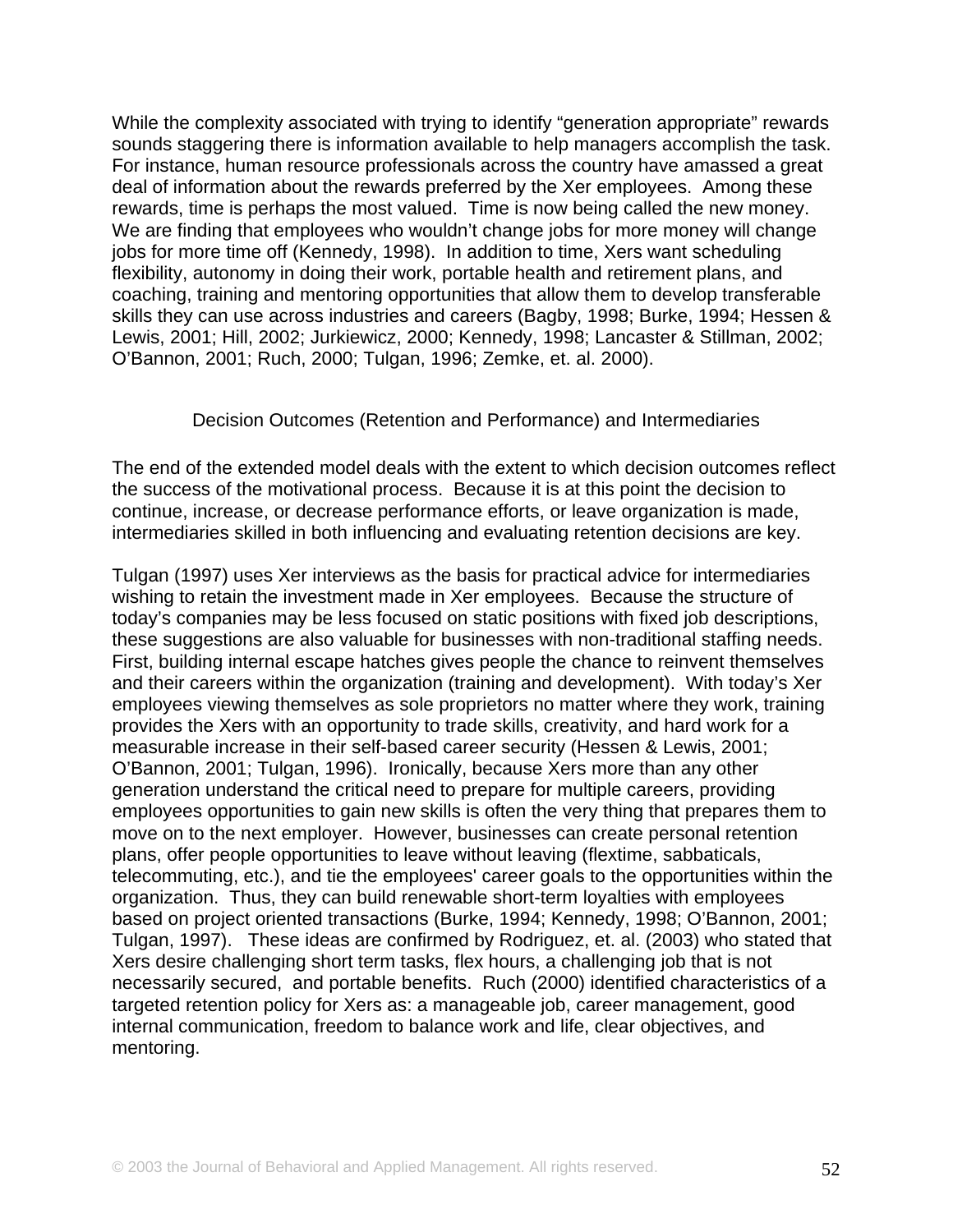While the complexity associated with trying to identify “generation appropriate” rewards sounds staggering there is information available to help managers accomplish the task. For instance, human resource professionals across the country have amassed a great deal of information about the rewards preferred by the Xer employees. Among these rewards, time is perhaps the most valued. Time is now being called the new money. We are finding that employees who wouldn’t change jobs for more money will change jobs for more time off (Kennedy, 1998). In addition to time, Xers want scheduling flexibility, autonomy in doing their work, portable health and retirement plans, and coaching, training and mentoring opportunities that allow them to develop transferable skills they can use across industries and careers (Bagby, 1998; Burke, 1994; Hessen & Lewis, 2001; Hill, 2002; Jurkiewicz, 2000; Kennedy, 1998; Lancaster & Stillman, 2002; O’Bannon, 2001; Ruch, 2000; Tulgan, 1996; Zemke, et. al. 2000).

## Decision Outcomes (Retention and Performance) and Intermediaries

The end of the extended model deals with the extent to which decision outcomes reflect the success of the motivational process. Because it is at this point the decision to continue, increase, or decrease performance efforts, or leave organization is made, intermediaries skilled in both influencing and evaluating retention decisions are key.

Tulgan (1997) uses Xer interviews as the basis for practical advice for intermediaries wishing to retain the investment made in Xer employees. Because the structure of today’s companies may be less focused on static positions with fixed job descriptions, these suggestions are also valuable for businesses with non-traditional staffing needs. First, building internal escape hatches gives people the chance to reinvent themselves and their careers within the organization (training and development). With today’s Xer employees viewing themselves as sole proprietors no matter where they work, training provides the Xers with an opportunity to trade skills, creativity, and hard work for a measurable increase in their self-based career security (Hessen & Lewis, 2001; O’Bannon, 2001; Tulgan, 1996). Ironically, because Xers more than any other generation understand the critical need to prepare for multiple careers, providing employees opportunities to gain new skills is often the very thing that prepares them to move on to the next employer. However, businesses can create personal retention plans, offer people opportunities to leave without leaving (flextime, sabbaticals, telecommuting, etc.), and tie the employees' career goals to the opportunities within the organization. Thus, they can build renewable short-term loyalties with employees based on project oriented transactions (Burke, 1994; Kennedy, 1998; O’Bannon, 2001; Tulgan, 1997). These ideas are confirmed by Rodriguez, et. al. (2003) who stated that Xers desire challenging short term tasks, flex hours, a challenging job that is not necessarily secured, and portable benefits. Ruch (2000) identified characteristics of a targeted retention policy for Xers as: a manageable job, career management, good internal communication, freedom to balance work and life, clear objectives, and mentoring.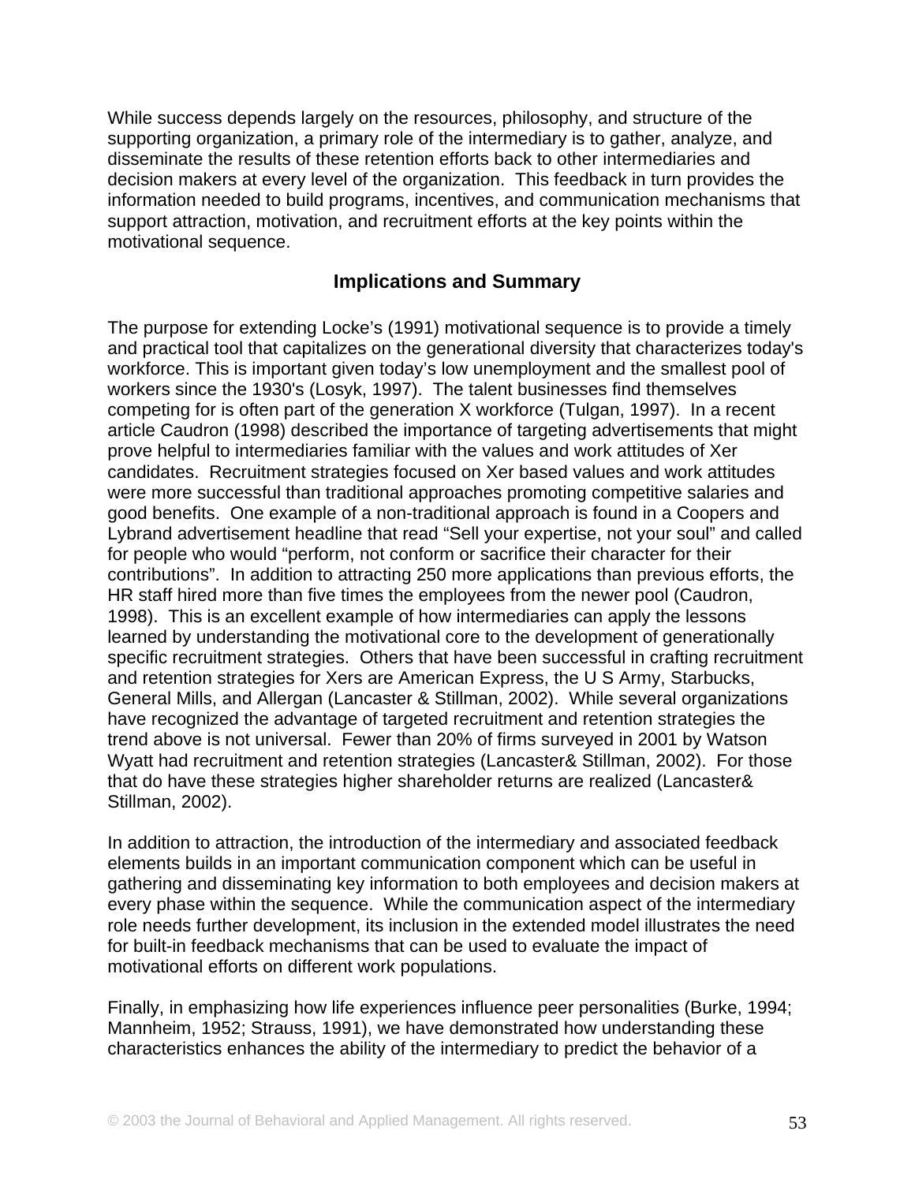While success depends largely on the resources, philosophy, and structure of the supporting organization, a primary role of the intermediary is to gather, analyze, and disseminate the results of these retention efforts back to other intermediaries and decision makers at every level of the organization. This feedback in turn provides the information needed to build programs, incentives, and communication mechanisms that support attraction, motivation, and recruitment efforts at the key points within the motivational sequence.

## Implications and Summary

The purpose for extending Locke's (1991) motivational sequence is to provide a timely and practical tool that capitalizes on the generational diversity that characterizes today's workforce. This is important given today's low unemployment and the smallest pool of workers since the 1930's (Losyk, 1997). The talent businesses find themselves competing for is often part of the generation X workforce (Tulgan, 1997). In a recent article Caudron (1998) described the importance of targeting advertisements that might prove helpful to intermediaries familiar with the values and work attitudes of Xer candidates. Recruitment strategies focused on Xer based values and work attitudes were more successful than traditional approaches promoting competitive salaries and good benefits. One example of a non-traditional approach is found in a Coopers and Lybrand advertisement headline that read "Sell your expertise, not your soul" and called for people who would "perform, not conform or sacrifice their character for their contributions". In addition to attracting 250 more applications than previous efforts, the HR staff hired more than five times the employees from the newer pool (Caudron, 1998). This is an excellent example of how intermediaries can apply the lessons learned by understanding the motivational core to the development of generationally specific recruitment strategies. Others that have been successful in crafting recruitment and retention strategies for Xers are American Express, the U S Army, Starbucks, General Mills, and Allergan (Lancaster & Stillman, 2002). While several organizations have recognized the advantage of targeted recruitment and retention strategies the trend above is not universal. Fewer than 20% of firms surveyed in 2001 by Watson Wyatt had recruitment and retention strategies (Lancaster& Stillman, 2002). For those that do have these strategies higher shareholder returns are realized (Lancaster& Stillman, 2002).

In addition to attraction, the introduction of the intermediary and associated feedback elements builds in an important communication component which can be useful in gathering and disseminating key information to both employees and decision makers at every phase within the sequence. While the communication aspect of the intermediary role needs further development, its inclusion in the extended model illustrates the need for built-in feedback mechanisms that can be used to evaluate the impact of motivational efforts on different work populations.

Finally, in emphasizing how life experiences influence peer personalities (Burke, 1994; Mannheim, 1952; Strauss, 1991), we have demonstrated how understanding these characteristics enhances the ability of the intermediary to predict the behavior of a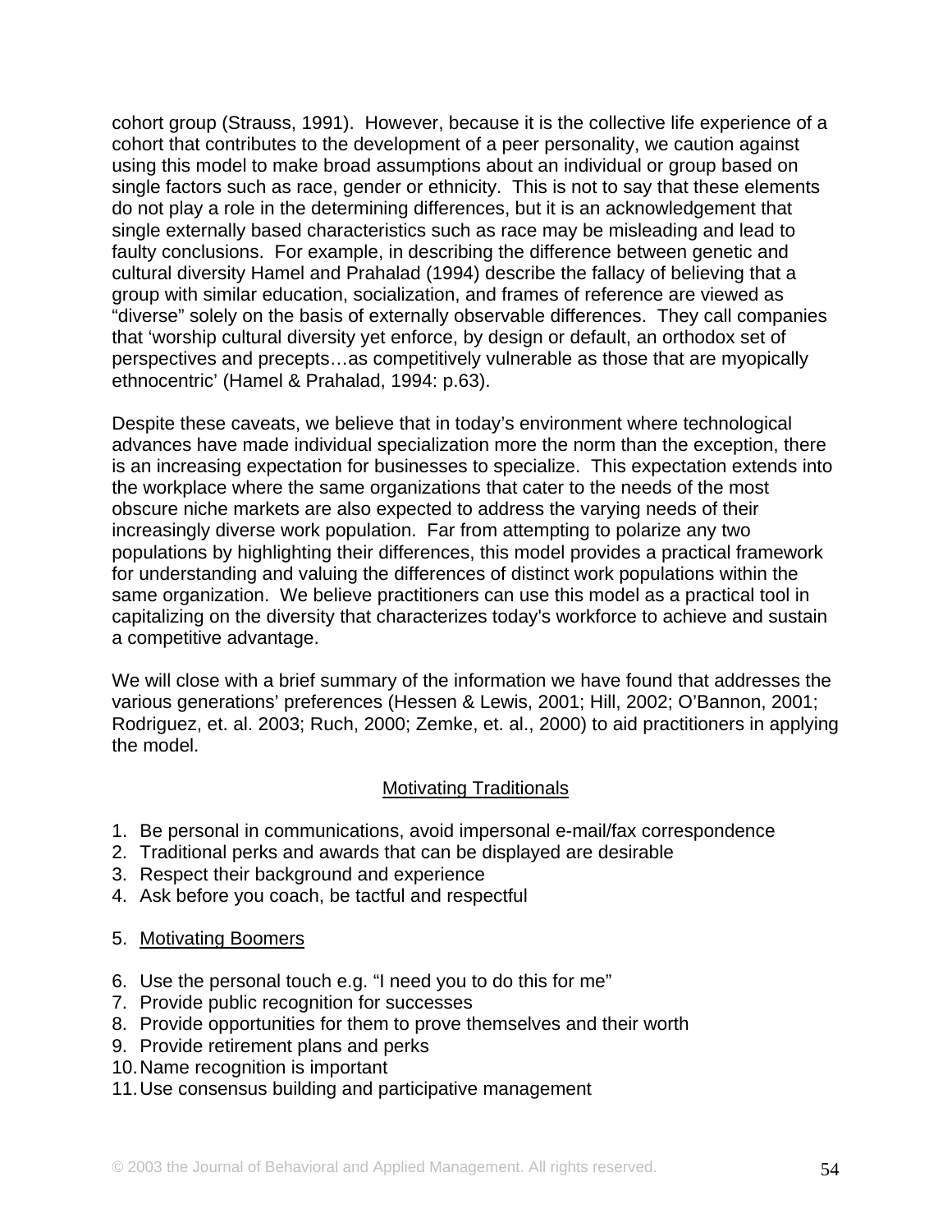cohort group (Strauss, 1991). However, because it is the collective life experience of a cohort that contributes to the development of a peer personality, we caution against using this model to make broad assumptions about an individual or group based on single factors such as race, gender or ethnicity. This is not to say that these elements do not play a role in the determining differences, but it is an acknowledgement that single externally based characteristics such as race may be misleading and lead to faulty conclusions. For example, in describing the difference between genetic and cultural diversity Hamel and Prahalad (1994) describe the fallacy of believing that a group with similar education, socialization, and frames of reference are viewed as "diverse" solely on the basis of externally observable differences. They call companies that 'worship cultural diversity yet enforce, by design or default, an orthodox set of perspectives and precepts…as competitively vulnerable as those that are myopically ethnocentric' (Hamel & Prahalad, 1994: p.63).

Despite these caveats, we believe that in today's environment where technological advances have made individual specialization more the norm than the exception, there is an increasing expectation for businesses to specialize. This expectation extends into the workplace where the same organizations that cater to the needs of the most obscure niche markets are also expected to address the varying needs of their increasingly diverse work population. Far from attempting to polarize any two populations by highlighting their differences, this model provides a practical framework for understanding and valuing the differences of distinct work populations within the same organization. We believe practitioners can use this model as a practical tool in capitalizing on the diversity that characterizes today's workforce to achieve and sustain a competitive advantage.

We will close with a brief summary of the information we have found that addresses the various generations' preferences (Hessen & Lewis, 2001; Hill, 2002; O'Bannon, 2001; Rodriguez, et. al. 2003; Ruch, 2000; Zemke, et. al., 2000) to aid practitioners in applying the model.

<u>Motivating Traditionals</u>

1. Be personal in communications, avoid impersonal e-mail/fax correspondence
2. Traditional perks and awards that can be displayed are desirable
3. Respect their background and experience
4. Ask before you coach, be tactful and respectful

5. <u>Motivating Boomers</u>

6. Use the personal touch e.g. "I need you to do this for me"
7. Provide public recognition for successes
8. Provide opportunities for them to prove themselves and their worth
9. Provide retirement plans and perks
10. Name recognition is important
11. Use consensus building and participative management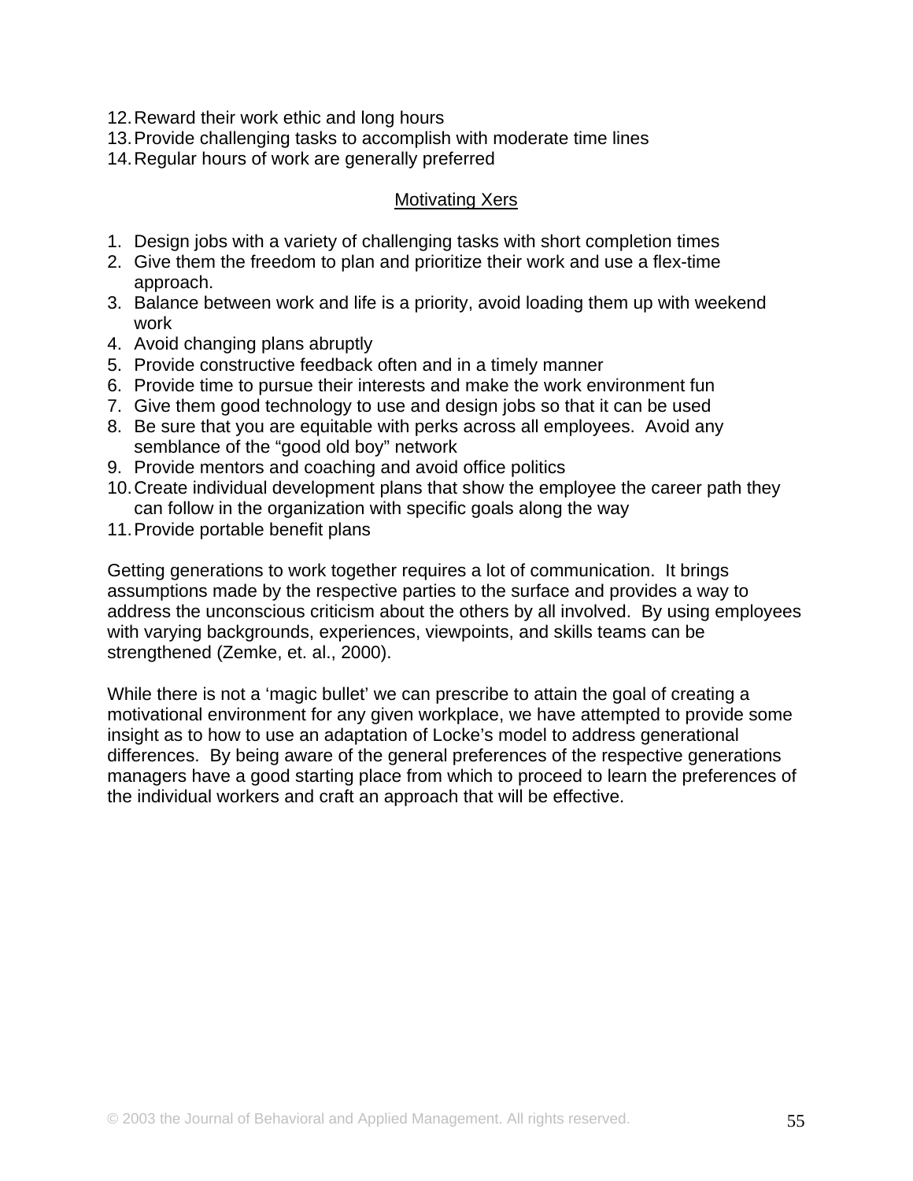12. Reward their work ethic and long hours
13. Provide challenging tasks to accomplish with moderate time lines
14. Regular hours of work are generally preferred

<u>Motivating Xers</u>

1. Design jobs with a variety of challenging tasks with short completion times
2. Give them the freedom to plan and prioritize their work and use a flex-time approach.
3. Balance between work and life is a priority, avoid loading them up with weekend work
4. Avoid changing plans abruptly
5. Provide constructive feedback often and in a timely manner
6. Provide time to pursue their interests and make the work environment fun
7. Give them good technology to use and design jobs so that it can be used
8. Be sure that you are equitable with perks across all employees. Avoid any semblance of the "good old boy" network
9. Provide mentors and coaching and avoid office politics
10. Create individual development plans that show the employee the career path they can follow in the organization with specific goals along the way
11. Provide portable benefit plans

Getting generations to work together requires a lot of communication. It brings assumptions made by the respective parties to the surface and provides a way to address the unconscious criticism about the others by all involved. By using employees with varying backgrounds, experiences, viewpoints, and skills teams can be strengthened (Zemke, et. al., 2000).

While there is not a 'magic bullet' we can prescribe to attain the goal of creating a motivational environment for any given workplace, we have attempted to provide some insight as to how to use an adaptation of Locke's model to address generational differences. By being aware of the general preferences of the respective generations managers have a good starting place from which to proceed to learn the preferences of the individual workers and craft an approach that will be effective.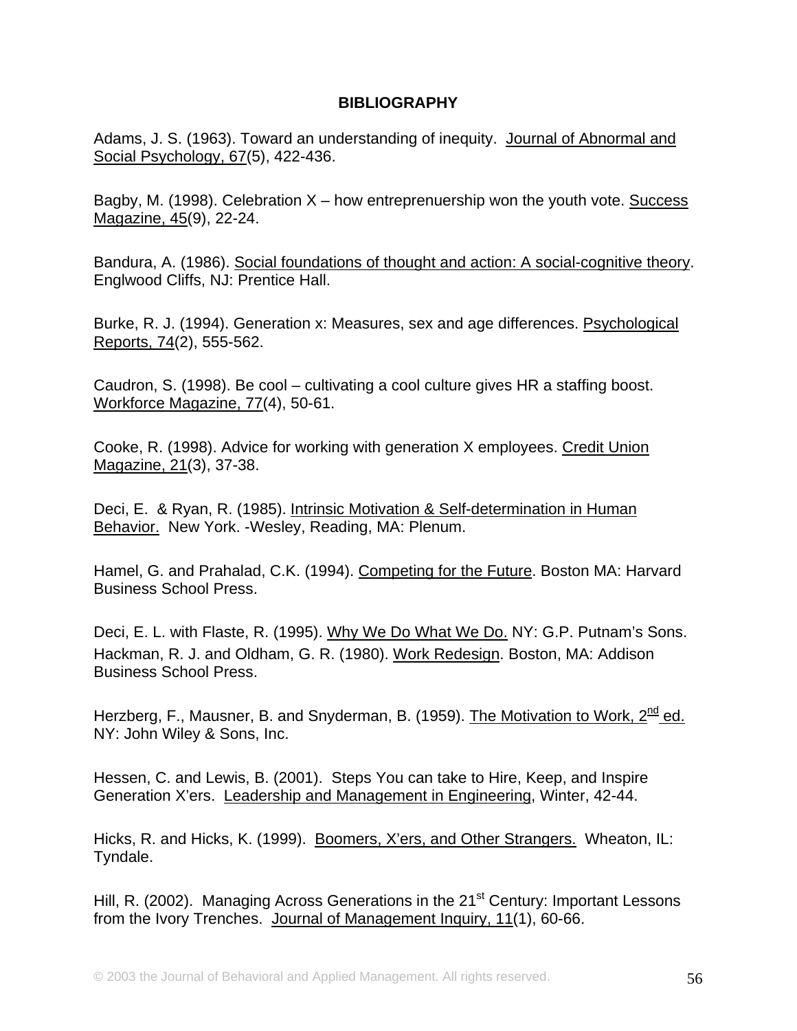## BIBLIOGRAPHY

Adams, J. S. (1963). Toward an understanding of inequity. Journal of Abnormal and Social Psychology, 67(5), 422-436.

Bagby, M. (1998). Celebration X – how entreprenuership won the youth vote. Success Magazine, 45(9), 22-24.

Bandura, A. (1986). Social foundations of thought and action: A social-cognitive theory. Englwood Cliffs, NJ: Prentice Hall.

Burke, R. J. (1994). Generation x: Measures, sex and age differences. Psychological Reports, 74(2), 555-562.

Caudron, S. (1998). Be cool – cultivating a cool culture gives HR a staffing boost. Workforce Magazine, 77(4), 50-61.

Cooke, R. (1998). Advice for working with generation X employees. Credit Union Magazine, 21(3), 37-38.

Deci, E. & Ryan, R. (1985). Intrinsic Motivation & Self-determination in Human Behavior. New York. -Wesley, Reading, MA: Plenum.

Hamel, G. and Prahalad, C.K. (1994). Competing for the Future. Boston MA: Harvard Business School Press.

Deci, E. L. with Flaste, R. (1995). Why We Do What We Do. NY: G.P. Putnam's Sons.

Hackman, R. J. and Oldham, G. R. (1980). Work Redesign. Boston, MA: Addison Business School Press.

Herzberg, F., Mausner, B. and Snyderman, B. (1959). The Motivation to Work, 2nd ed. NY: John Wiley & Sons, Inc.

Hessen, C. and Lewis, B. (2001). Steps You can take to Hire, Keep, and Inspire Generation X'ers. Leadership and Management in Engineering, Winter, 42-44.

Hicks, R. and Hicks, K. (1999). Boomers, X'ers, and Other Strangers. Wheaton, IL: Tyndale.

Hill, R. (2002). Managing Across Generations in the 21st Century: Important Lessons from the Ivory Trenches. Journal of Management Inquiry, 11(1), 60-66.

© 2003 the Journal of Behavioral and Applied Management. All rights reserved.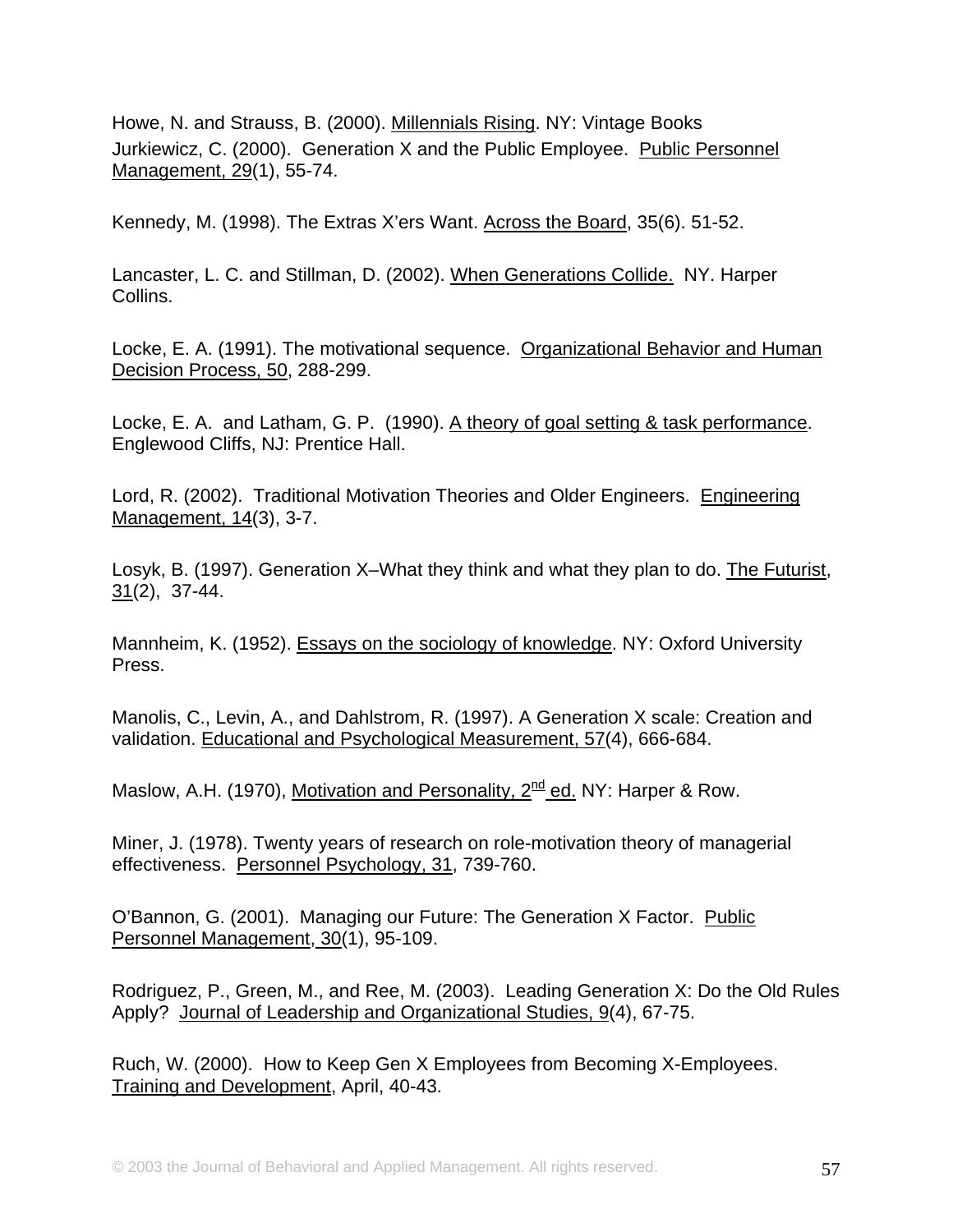Howe, N. and Strauss, B. (2000). Millennials Rising. NY: Vintage Books

Jurkiewicz, C. (2000). Generation X and the Public Employee. Public Personnel Management, 29(1), 55-74.

Kennedy, M. (1998). The Extras X'ers Want. Across the Board, 35(6). 51-52.

Lancaster, L. C. and Stillman, D. (2002). When Generations Collide. NY. Harper Collins.

Locke, E. A. (1991). The motivational sequence. Organizational Behavior and Human Decision Process, 50, 288-299.

Locke, E. A. and Latham, G. P. (1990). A theory of goal setting & task performance. Englewood Cliffs, NJ: Prentice Hall.

Lord, R. (2002). Traditional Motivation Theories and Older Engineers. Engineering Management, 14(3), 3-7.

Losyk, B. (1997). Generation X–What they think and what they plan to do. The Futurist, 31(2), 37-44.

Mannheim, K. (1952). Essays on the sociology of knowledge. NY: Oxford University Press.

Manolis, C., Levin, A., and Dahlstrom, R. (1997). A Generation X scale: Creation and validation. Educational and Psychological Measurement, 57(4), 666-684.

Maslow, A.H. (1970), Motivation and Personality, 2nd ed. NY: Harper & Row.

Miner, J. (1978). Twenty years of research on role-motivation theory of managerial effectiveness. Personnel Psychology, 31, 739-760.

O'Bannon, G. (2001). Managing our Future: The Generation X Factor. Public Personnel Management, 30(1), 95-109.

Rodriguez, P., Green, M., and Ree, M. (2003). Leading Generation X: Do the Old Rules Apply? Journal of Leadership and Organizational Studies, 9(4), 67-75.

Ruch, W. (2000). How to Keep Gen X Employees from Becoming X-Employees. Training and Development, April, 40-43.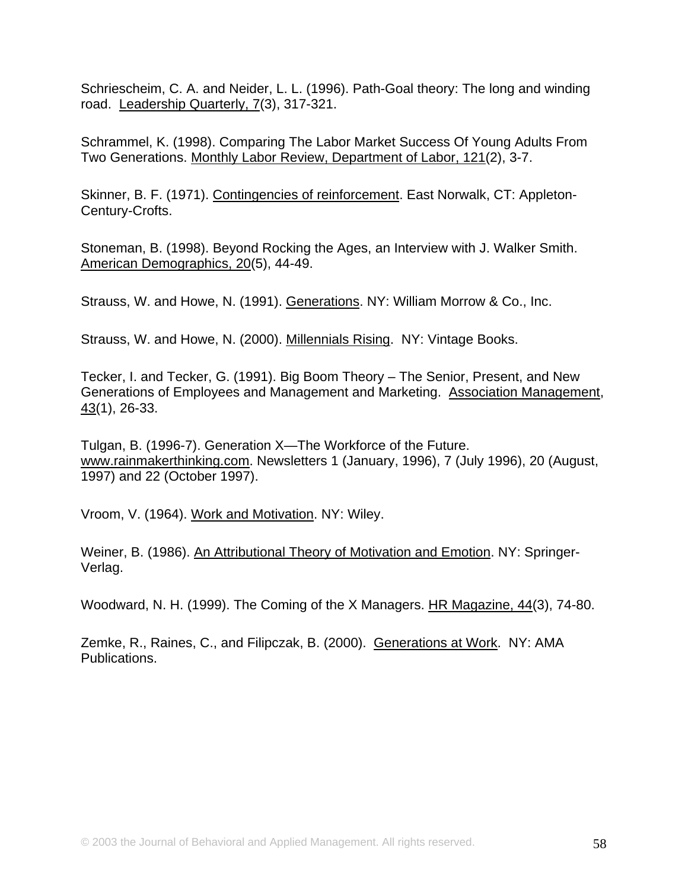Schriescheim, C. A. and Neider, L. L. (1996). Path-Goal theory: The long and winding road. Leadership Quarterly, 7(3), 317-321.

Schrammel, K. (1998). Comparing The Labor Market Success Of Young Adults From Two Generations. Monthly Labor Review, Department of Labor, 121(2), 3-7.

Skinner, B. F. (1971). Contingencies of reinforcement. East Norwalk, CT: Appleton-Century-Crofts.

Stoneman, B. (1998). Beyond Rocking the Ages, an Interview with J. Walker Smith. American Demographics, 20(5), 44-49.

Strauss, W. and Howe, N. (1991). Generations. NY: William Morrow & Co., Inc.

Strauss, W. and Howe, N. (2000). Millennials Rising. NY: Vintage Books.

Tecker, I. and Tecker, G. (1991). Big Boom Theory – The Senior, Present, and New Generations of Employees and Management and Marketing. Association Management, 43(1), 26-33.

Tulgan, B. (1996-7). Generation X—The Workforce of the Future. www.rainmakerthinking.com. Newsletters 1 (January, 1996), 7 (July 1996), 20 (August, 1997) and 22 (October 1997).

Vroom, V. (1964). Work and Motivation. NY: Wiley.

Weiner, B. (1986). An Attributional Theory of Motivation and Emotion. NY: Springer-Verlag.

Woodward, N. H. (1999). The Coming of the X Managers. HR Magazine, 44(3), 74-80.

Zemke, R., Raines, C., and Filipczak, B. (2000). Generations at Work. NY: AMA Publications.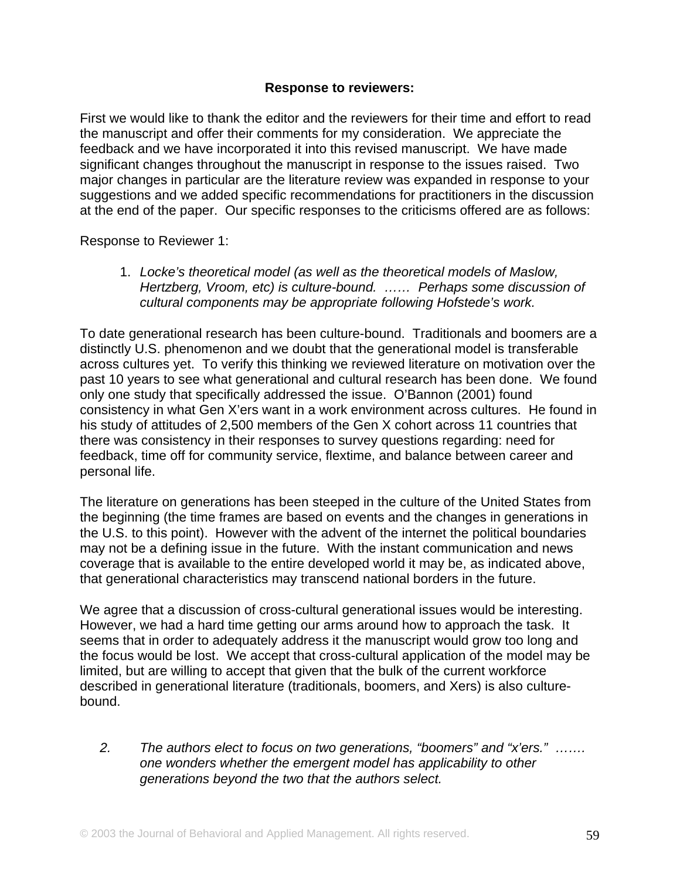**Response to reviewers:**

First we would like to thank the editor and the reviewers for their time and effort to read the manuscript and offer their comments for my consideration. We appreciate the feedback and we have incorporated it into this revised manuscript. We have made significant changes throughout the manuscript in response to the issues raised. Two major changes in particular are the literature review was expanded in response to your suggestions and we added specific recommendations for practitioners in the discussion at the end of the paper. Our specific responses to the criticisms offered are as follows:

Response to Reviewer 1:

1. *Locke's theoretical model (as well as the theoretical models of Maslow, Hertzberg, Vroom, etc) is culture-bound. …… Perhaps some discussion of cultural components may be appropriate following Hofstede's work.*

To date generational research has been culture-bound. Traditionals and boomers are a distinctly U.S. phenomenon and we doubt that the generational model is transferable across cultures yet. To verify this thinking we reviewed literature on motivation over the past 10 years to see what generational and cultural research has been done. We found only one study that specifically addressed the issue. O'Bannon (2001) found consistency in what Gen X'ers want in a work environment across cultures. He found in his study of attitudes of 2,500 members of the Gen X cohort across 11 countries that there was consistency in their responses to survey questions regarding: need for feedback, time off for community service, flextime, and balance between career and personal life.

The literature on generations has been steeped in the culture of the United States from the beginning (the time frames are based on events and the changes in generations in the U.S. to this point). However with the advent of the internet the political boundaries may not be a defining issue in the future. With the instant communication and news coverage that is available to the entire developed world it may be, as indicated above, that generational characteristics may transcend national borders in the future.

We agree that a discussion of cross-cultural generational issues would be interesting. However, we had a hard time getting our arms around how to approach the task. It seems that in order to adequately address it the manuscript would grow too long and the focus would be lost. We accept that cross-cultural application of the model may be limited, but are willing to accept that given that the bulk of the current workforce described in generational literature (traditionals, boomers, and Xers) is also culture-bound.

2. *The authors elect to focus on two generations, "boomers" and "x'ers." ……. one wonders whether the emergent model has applicability to other generations beyond the two that the authors select.*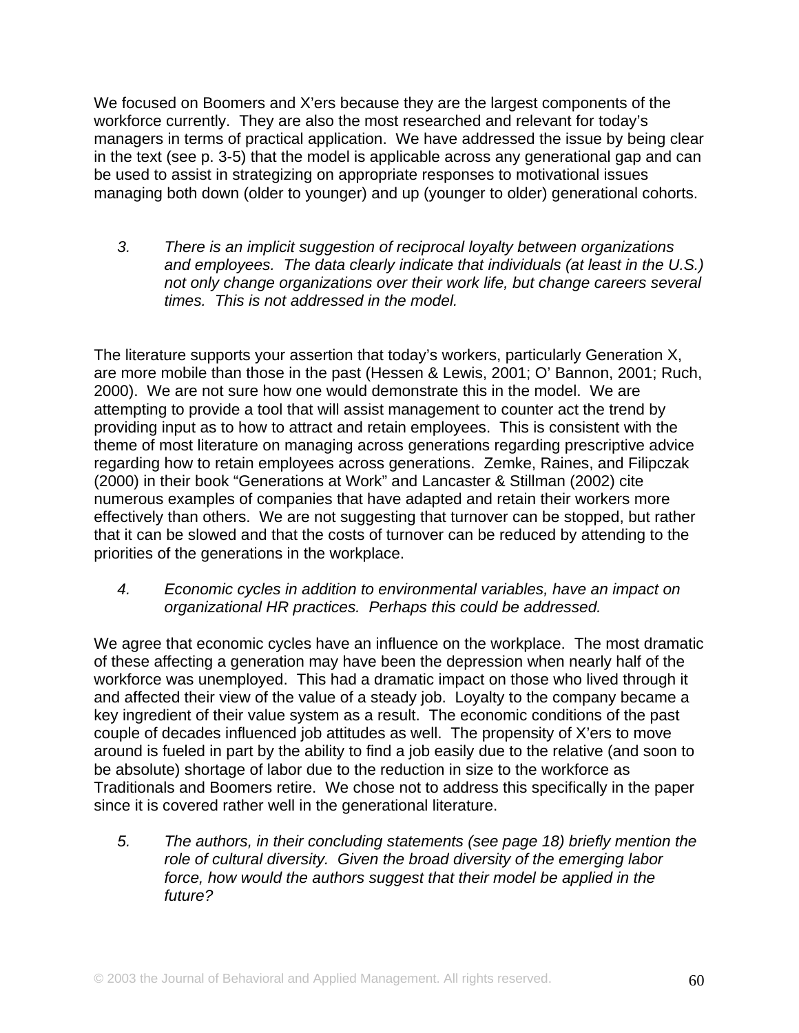We focused on Boomers and X'ers because they are the largest components of the workforce currently. They are also the most researched and relevant for today's managers in terms of practical application. We have addressed the issue by being clear in the text (see p. 3-5) that the model is applicable across any generational gap and can be used to assist in strategizing on appropriate responses to motivational issues managing both down (older to younger) and up (younger to older) generational cohorts.

3. *There is an implicit suggestion of reciprocal loyalty between organizations and employees. The data clearly indicate that individuals (at least in the U.S.) not only change organizations over their work life, but change careers several times. This is not addressed in the model.*

The literature supports your assertion that today's workers, particularly Generation X, are more mobile than those in the past (Hessen & Lewis, 2001; O' Bannon, 2001; Ruch, 2000). We are not sure how one would demonstrate this in the model. We are attempting to provide a tool that will assist management to counter act the trend by providing input as to how to attract and retain employees. This is consistent with the theme of most literature on managing across generations regarding prescriptive advice regarding how to retain employees across generations. Zemke, Raines, and Filipczak (2000) in their book "Generations at Work" and Lancaster & Stillman (2002) cite numerous examples of companies that have adapted and retain their workers more effectively than others. We are not suggesting that turnover can be stopped, but rather that it can be slowed and that the costs of turnover can be reduced by attending to the priorities of the generations in the workplace.

4. *Economic cycles in addition to environmental variables, have an impact on organizational HR practices. Perhaps this could be addressed.*

We agree that economic cycles have an influence on the workplace. The most dramatic of these affecting a generation may have been the depression when nearly half of the workforce was unemployed. This had a dramatic impact on those who lived through it and affected their view of the value of a steady job. Loyalty to the company became a key ingredient of their value system as a result. The economic conditions of the past couple of decades influenced job attitudes as well. The propensity of X'ers to move around is fueled in part by the ability to find a job easily due to the relative (and soon to be absolute) shortage of labor due to the reduction in size to the workforce as Traditionals and Boomers retire. We chose not to address this specifically in the paper since it is covered rather well in the generational literature.

5. *The authors, in their concluding statements (see page 18) briefly mention the role of cultural diversity. Given the broad diversity of the emerging labor force, how would the authors suggest that their model be applied in the future?*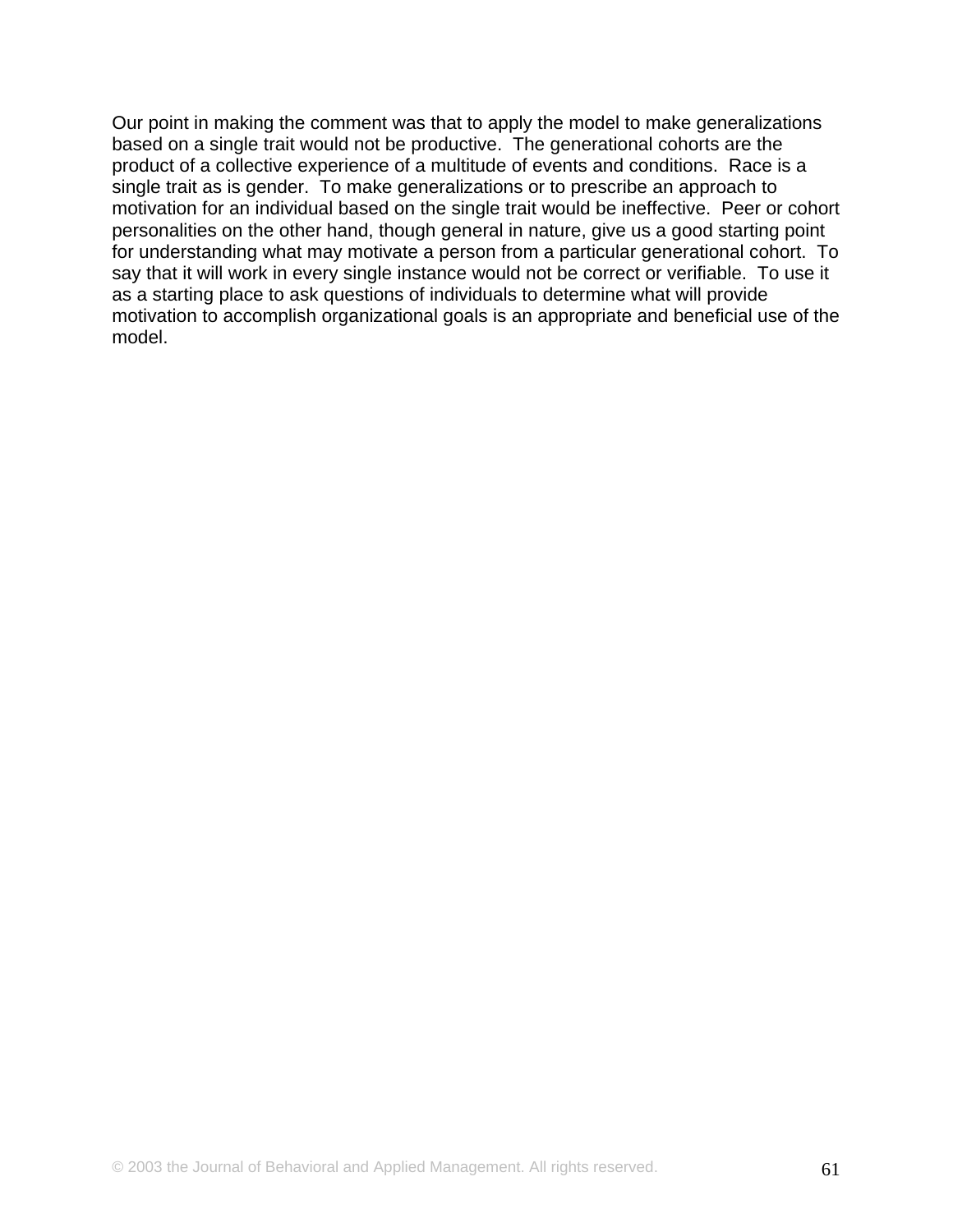Our point in making the comment was that to apply the model to make generalizations based on a single trait would not be productive.  The generational cohorts are the product of a collective experience of a multitude of events and conditions.  Race is a single trait as is gender.  To make generalizations or to prescribe an approach to motivation for an individual based on the single trait would be ineffective.  Peer or cohort personalities on the other hand, though general in nature, give us a good starting point for understanding what may motivate a person from a particular generational cohort.  To say that it will work in every single instance would not be correct or verifiable.  To use it as a starting place to ask questions of individuals to determine what will provide motivation to accomplish organizational goals is an appropriate and beneficial use of the model.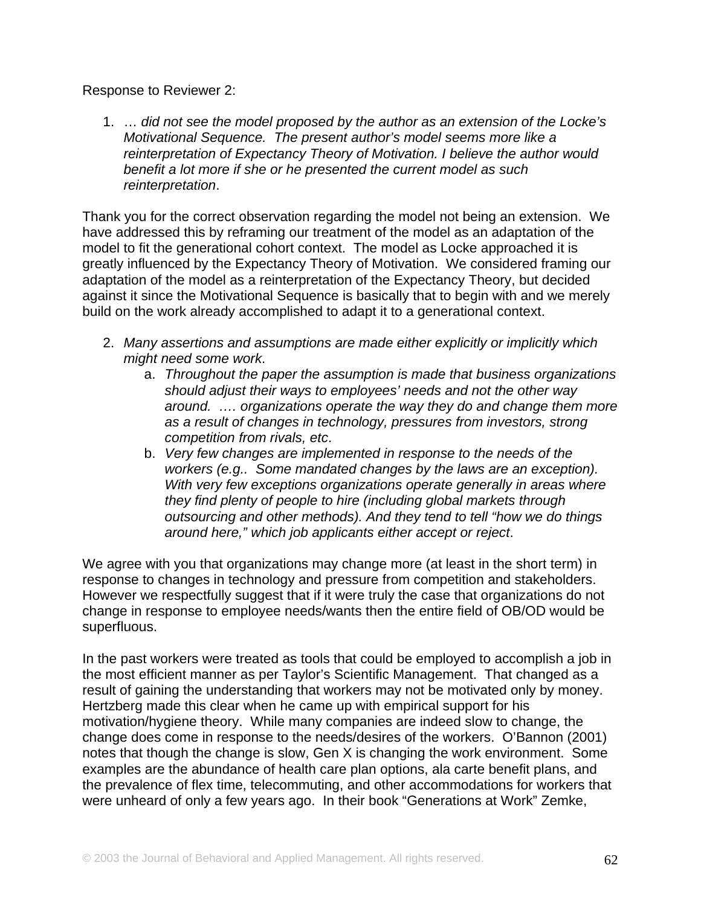Response to Reviewer 2:

1. … *did not see the model proposed by the author as an extension of the Locke's Motivational Sequence. The present author's model seems more like a reinterpretation of Expectancy Theory of Motivation. I believe the author would benefit a lot more if she or he presented the current model as such reinterpretation*.

Thank you for the correct observation regarding the model not being an extension. We have addressed this by reframing our treatment of the model as an adaptation of the model to fit the generational cohort context. The model as Locke approached it is greatly influenced by the Expectancy Theory of Motivation. We considered framing our adaptation of the model as a reinterpretation of the Expectancy Theory, but decided against it since the Motivational Sequence is basically that to begin with and we merely build on the work already accomplished to adapt it to a generational context.

2. *Many assertions and assumptions are made either explicitly or implicitly which might need some work.*
   a. *Throughout the paper the assumption is made that business organizations should adjust their ways to employees' needs and not the other way around. …. organizations operate the way they do and change them more as a result of changes in technology, pressures from investors, strong competition from rivals, etc*.
   b. *Very few changes are implemented in response to the needs of the workers (e.g.. Some mandated changes by the laws are an exception). With very few exceptions organizations operate generally in areas where they find plenty of people to hire (including global markets through outsourcing and other methods). And they tend to tell "how we do things around here," which job applicants either accept or reject*.

We agree with you that organizations may change more (at least in the short term) in response to changes in technology and pressure from competition and stakeholders. However we respectfully suggest that if it were truly the case that organizations do not change in response to employee needs/wants then the entire field of OB/OD would be superfluous.

In the past workers were treated as tools that could be employed to accomplish a job in the most efficient manner as per Taylor's Scientific Management. That changed as a result of gaining the understanding that workers may not be motivated only by money. Hertzberg made this clear when he came up with empirical support for his motivation/hygiene theory. While many companies are indeed slow to change, the change does come in response to the needs/desires of the workers. O'Bannon (2001) notes that though the change is slow, Gen X is changing the work environment. Some examples are the abundance of health care plan options, ala carte benefit plans, and the prevalence of flex time, telecommuting, and other accommodations for workers that were unheard of only a few years ago. In their book "Generations at Work" Zemke,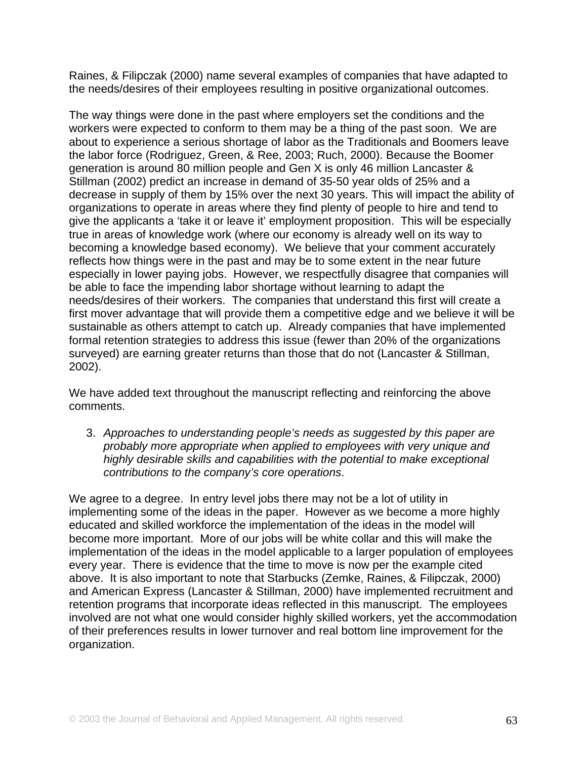Raines, & Filipczak (2000) name several examples of companies that have adapted to the needs/desires of their employees resulting in positive organizational outcomes.

The way things were done in the past where employers set the conditions and the workers were expected to conform to them may be a thing of the past soon. We are about to experience a serious shortage of labor as the Traditionals and Boomers leave the labor force (Rodriguez, Green, & Ree, 2003; Ruch, 2000). Because the Boomer generation is around 80 million people and Gen X is only 46 million Lancaster & Stillman (2002) predict an increase in demand of 35-50 year olds of 25% and a decrease in supply of them by 15% over the next 30 years. This will impact the ability of organizations to operate in areas where they find plenty of people to hire and tend to give the applicants a 'take it or leave it' employment proposition. This will be especially true in areas of knowledge work (where our economy is already well on its way to becoming a knowledge based economy). We believe that your comment accurately reflects how things were in the past and may be to some extent in the near future especially in lower paying jobs. However, we respectfully disagree that companies will be able to face the impending labor shortage without learning to adapt the needs/desires of their workers. The companies that understand this first will create a first mover advantage that will provide them a competitive edge and we believe it will be sustainable as others attempt to catch up. Already companies that have implemented formal retention strategies to address this issue (fewer than 20% of the organizations surveyed) are earning greater returns than those that do not (Lancaster & Stillman, 2002).

We have added text throughout the manuscript reflecting and reinforcing the above comments.

3. *Approaches to understanding people's needs as suggested by this paper are probably more appropriate when applied to employees with very unique and highly desirable skills and capabilities with the potential to make exceptional contributions to the company's core operations*.

We agree to a degree. In entry level jobs there may not be a lot of utility in implementing some of the ideas in the paper. However as we become a more highly educated and skilled workforce the implementation of the ideas in the model will become more important. More of our jobs will be white collar and this will make the implementation of the ideas in the model applicable to a larger population of employees every year. There is evidence that the time to move is now per the example cited above. It is also important to note that Starbucks (Zemke, Raines, & Filipczak, 2000) and American Express (Lancaster & Stillman, 2000) have implemented recruitment and retention programs that incorporate ideas reflected in this manuscript. The employees involved are not what one would consider highly skilled workers, yet the accommodation of their preferences results in lower turnover and real bottom line improvement for the organization.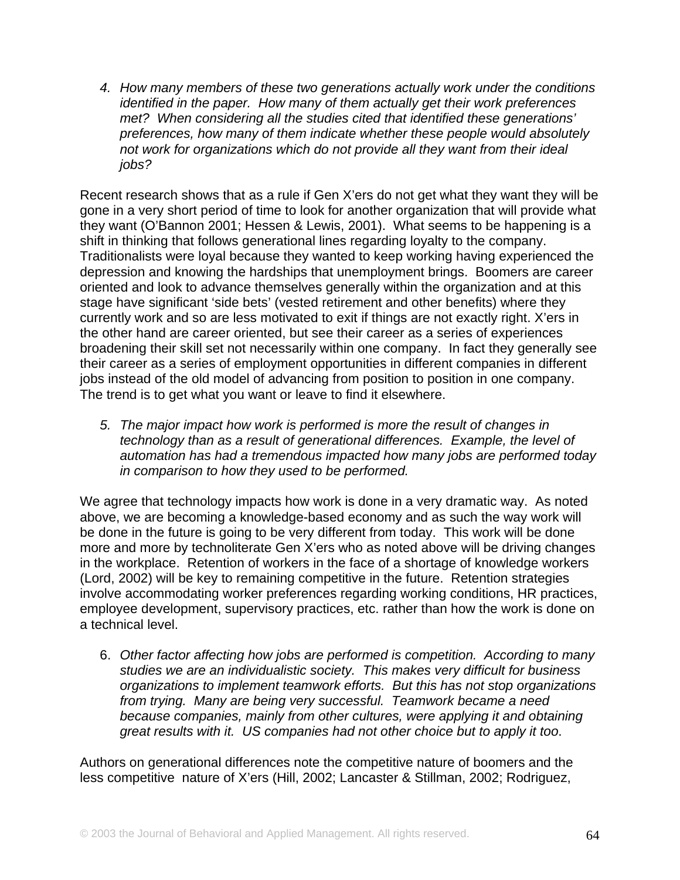4. *How many members of these two generations actually work under the conditions identified in the paper. How many of them actually get their work preferences met? When considering all the studies cited that identified these generations' preferences, how many of them indicate whether these people would absolutely not work for organizations which do not provide all they want from their ideal jobs?*

Recent research shows that as a rule if Gen X'ers do not get what they want they will be gone in a very short period of time to look for another organization that will provide what they want (O'Bannon 2001; Hessen & Lewis, 2001). What seems to be happening is a shift in thinking that follows generational lines regarding loyalty to the company. Traditionalists were loyal because they wanted to keep working having experienced the depression and knowing the hardships that unemployment brings. Boomers are career oriented and look to advance themselves generally within the organization and at this stage have significant 'side bets' (vested retirement and other benefits) where they currently work and so are less motivated to exit if things are not exactly right. X'ers in the other hand are career oriented, but see their career as a series of experiences broadening their skill set not necessarily within one company. In fact they generally see their career as a series of employment opportunities in different companies in different jobs instead of the old model of advancing from position to position in one company. The trend is to get what you want or leave to find it elsewhere.

5. *The major impact how work is performed is more the result of changes in technology than as a result of generational differences. Example, the level of automation has had a tremendous impacted how many jobs are performed today in comparison to how they used to be performed.*

We agree that technology impacts how work is done in a very dramatic way. As noted above, we are becoming a knowledge-based economy and as such the way work will be done in the future is going to be very different from today. This work will be done more and more by technoliterate Gen X'ers who as noted above will be driving changes in the workplace. Retention of workers in the face of a shortage of knowledge workers (Lord, 2002) will be key to remaining competitive in the future. Retention strategies involve accommodating worker preferences regarding working conditions, HR practices, employee development, supervisory practices, etc. rather than how the work is done on a technical level.

6. *Other factor affecting how jobs are performed is competition. According to many studies we are an individualistic society. This makes very difficult for business organizations to implement teamwork efforts. But this has not stop organizations from trying. Many are being very successful. Teamwork became a need because companies, mainly from other cultures, were applying it and obtaining great results with it. US companies had not other choice but to apply it too.*

Authors on generational differences note the competitive nature of boomers and the less competitive nature of X'ers (Hill, 2002; Lancaster & Stillman, 2002; Rodriguez,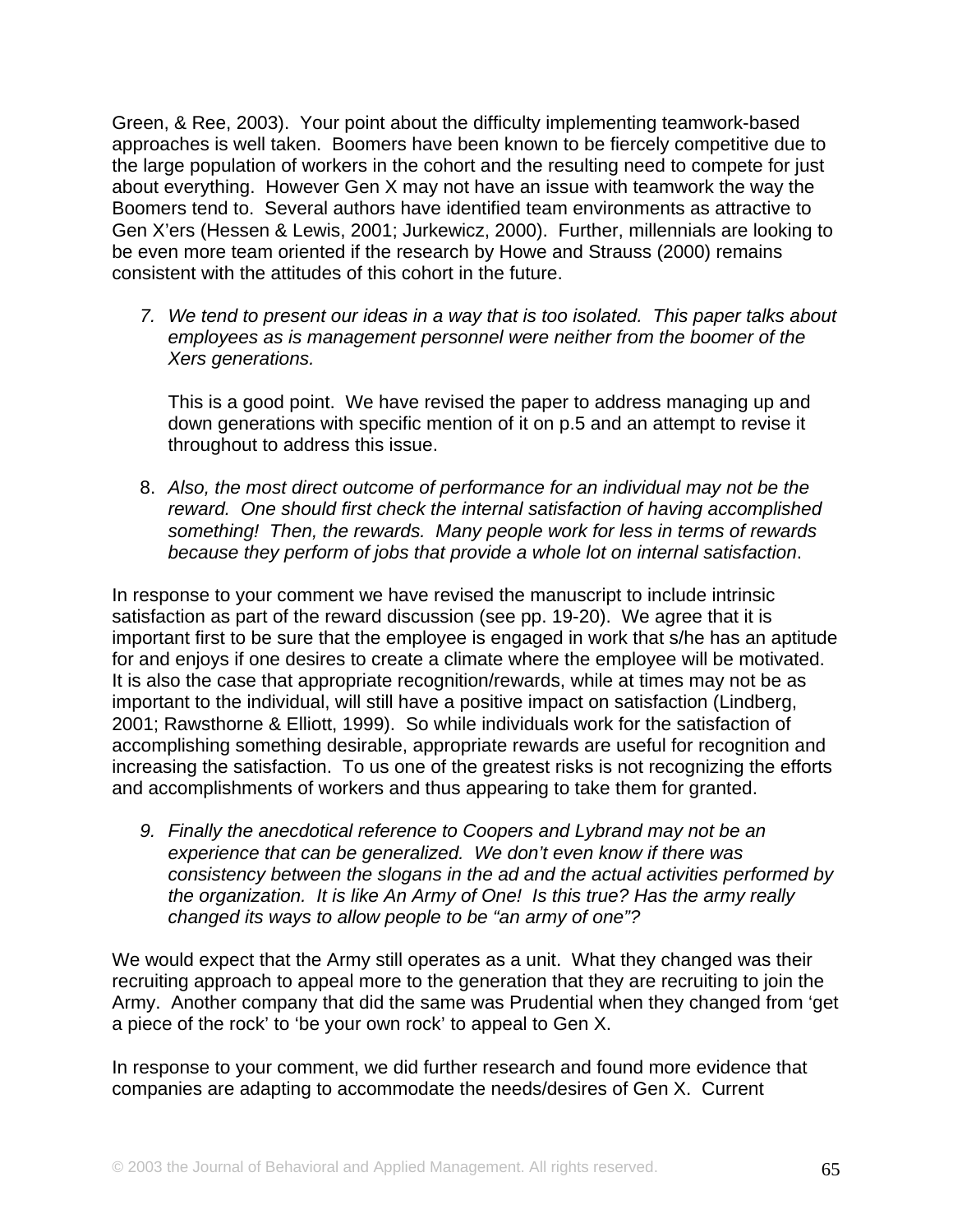Green, & Ree, 2003). Your point about the difficulty implementing teamwork-based approaches is well taken. Boomers have been known to be fiercely competitive due to the large population of workers in the cohort and the resulting need to compete for just about everything. However Gen X may not have an issue with teamwork the way the Boomers tend to. Several authors have identified team environments as attractive to Gen X'ers (Hessen & Lewis, 2001; Jurkewicz, 2000). Further, millennials are looking to be even more team oriented if the research by Howe and Strauss (2000) remains consistent with the attitudes of this cohort in the future.

7. *We tend to present our ideas in a way that is too isolated. This paper talks about employees as is management personnel were neither from the boomer of the Xers generations.*

   This is a good point. We have revised the paper to address managing up and down generations with specific mention of it on p.5 and an attempt to revise it throughout to address this issue.

8. *Also, the most direct outcome of performance for an individual may not be the reward. One should first check the internal satisfaction of having accomplished something! Then, the rewards. Many people work for less in terms of rewards because they perform of jobs that provide a whole lot on internal satisfaction*.

In response to your comment we have revised the manuscript to include intrinsic satisfaction as part of the reward discussion (see pp. 19-20). We agree that it is important first to be sure that the employee is engaged in work that s/he has an aptitude for and enjoys if one desires to create a climate where the employee will be motivated. It is also the case that appropriate recognition/rewards, while at times may not be as important to the individual, will still have a positive impact on satisfaction (Lindberg, 2001; Rawsthorne & Elliott, 1999). So while individuals work for the satisfaction of accomplishing something desirable, appropriate rewards are useful for recognition and increasing the satisfaction. To us one of the greatest risks is not recognizing the efforts and accomplishments of workers and thus appearing to take them for granted.

9. *Finally the anecdotical reference to Coopers and Lybrand may not be an experience that can be generalized. We don't even know if there was consistency between the slogans in the ad and the actual activities performed by the organization. It is like An Army of One! Is this true? Has the army really changed its ways to allow people to be "an army of one"?*

We would expect that the Army still operates as a unit. What they changed was their recruiting approach to appeal more to the generation that they are recruiting to join the Army. Another company that did the same was Prudential when they changed from 'get a piece of the rock' to 'be your own rock' to appeal to Gen X.

In response to your comment, we did further research and found more evidence that companies are adapting to accommodate the needs/desires of Gen X. Current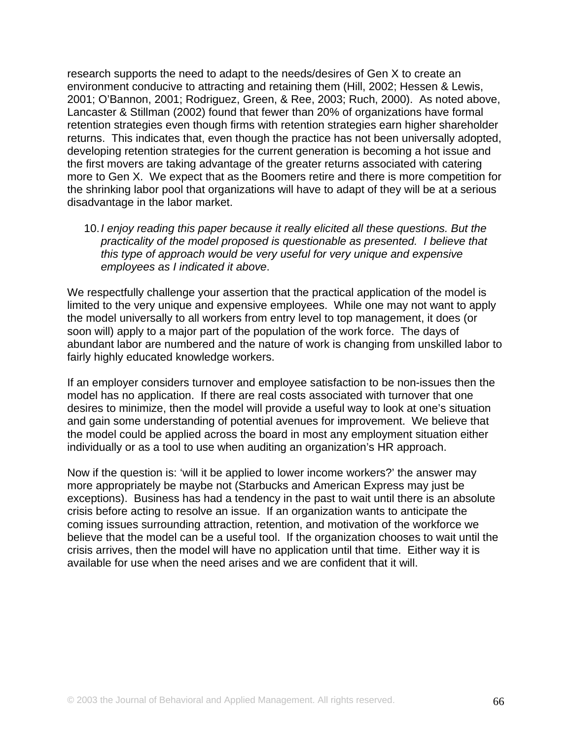research supports the need to adapt to the needs/desires of Gen X to create an environment conducive to attracting and retaining them (Hill, 2002; Hessen & Lewis, 2001; O'Bannon, 2001; Rodriguez, Green, & Ree, 2003; Ruch, 2000). As noted above, Lancaster & Stillman (2002) found that fewer than 20% of organizations have formal retention strategies even though firms with retention strategies earn higher shareholder returns. This indicates that, even though the practice has not been universally adopted, developing retention strategies for the current generation is becoming a hot issue and the first movers are taking advantage of the greater returns associated with catering more to Gen X. We expect that as the Boomers retire and there is more competition for the shrinking labor pool that organizations will have to adapt of they will be at a serious disadvantage in the labor market.

10. *I enjoy reading this paper because it really elicited all these questions. But the practicality of the model proposed is questionable as presented. I believe that this type of approach would be very useful for very unique and expensive employees as I indicated it above*.

We respectfully challenge your assertion that the practical application of the model is limited to the very unique and expensive employees. While one may not want to apply the model universally to all workers from entry level to top management, it does (or soon will) apply to a major part of the population of the work force. The days of abundant labor are numbered and the nature of work is changing from unskilled labor to fairly highly educated knowledge workers.

If an employer considers turnover and employee satisfaction to be non-issues then the model has no application. If there are real costs associated with turnover that one desires to minimize, then the model will provide a useful way to look at one's situation and gain some understanding of potential avenues for improvement. We believe that the model could be applied across the board in most any employment situation either individually or as a tool to use when auditing an organization's HR approach.

Now if the question is: 'will it be applied to lower income workers?' the answer may more appropriately be maybe not (Starbucks and American Express may just be exceptions). Business has had a tendency in the past to wait until there is an absolute crisis before acting to resolve an issue. If an organization wants to anticipate the coming issues surrounding attraction, retention, and motivation of the workforce we believe that the model can be a useful tool. If the organization chooses to wait until the crisis arrives, then the model will have no application until that time. Either way it is available for use when the need arises and we are confident that it will.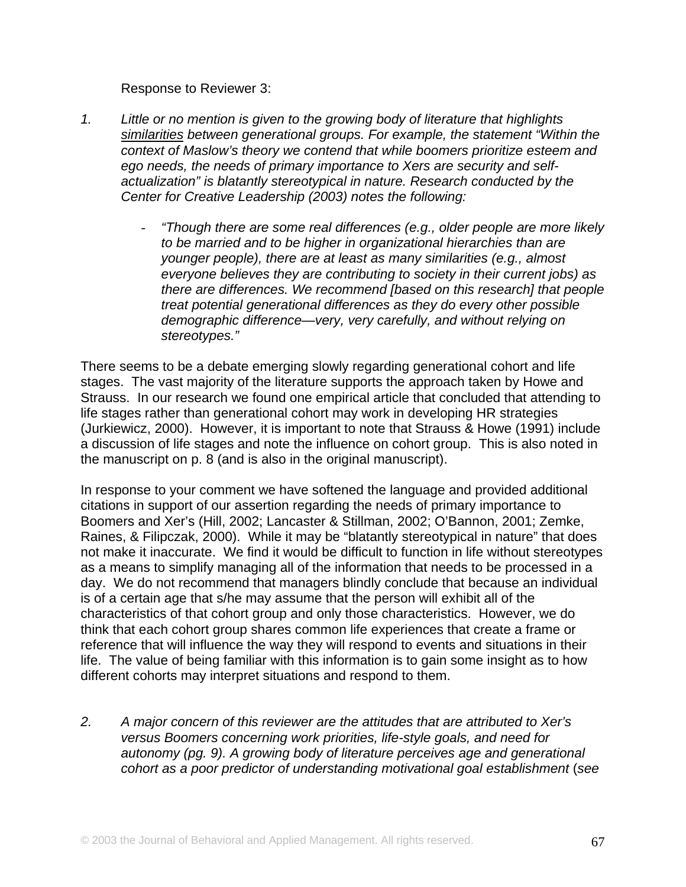Response to Reviewer 3:

1. *Little or no mention is given to the growing body of literature that highlights* <u>*similarities*</u> *between generational groups. For example, the statement "Within the context of Maslow's theory we contend that while boomers prioritize esteem and ego needs, the needs of primary importance to Xers are security and self-actualization" is blatantly stereotypical in nature. Research conducted by the Center for Creative Leadership (2003) notes the following:*

   - *"Though there are some real differences (e.g., older people are more likely to be married and to be higher in organizational hierarchies than are younger people), there are at least as many similarities (e.g., almost everyone believes they are contributing to society in their current jobs) as there are differences. We recommend [based on this research] that people treat potential generational differences as they do every other possible demographic difference—very, very carefully, and without relying on stereotypes."*

There seems to be a debate emerging slowly regarding generational cohort and life stages. The vast majority of the literature supports the approach taken by Howe and Strauss. In our research we found one empirical article that concluded that attending to life stages rather than generational cohort may work in developing HR strategies (Jurkiewicz, 2000). However, it is important to note that Strauss & Howe (1991) include a discussion of life stages and note the influence on cohort group. This is also noted in the manuscript on p. 8 (and is also in the original manuscript).

In response to your comment we have softened the language and provided additional citations in support of our assertion regarding the needs of primary importance to Boomers and Xer's (Hill, 2002; Lancaster & Stillman, 2002; O'Bannon, 2001; Zemke, Raines, & Filipczak, 2000). While it may be "blatantly stereotypical in nature" that does not make it inaccurate. We find it would be difficult to function in life without stereotypes as a means to simplify managing all of the information that needs to be processed in a day. We do not recommend that managers blindly conclude that because an individual is of a certain age that s/he may assume that the person will exhibit all of the characteristics of that cohort group and only those characteristics. However, we do think that each cohort group shares common life experiences that create a frame or reference that will influence the way they will respond to events and situations in their life. The value of being familiar with this information is to gain some insight as to how different cohorts may interpret situations and respond to them.

2. *A major concern of this reviewer are the attitudes that are attributed to Xer's versus Boomers concerning work priorities, life-style goals, and need for autonomy (pg. 9). A growing body of literature perceives age and generational cohort as a poor predictor of understanding motivational goal establishment* (*see*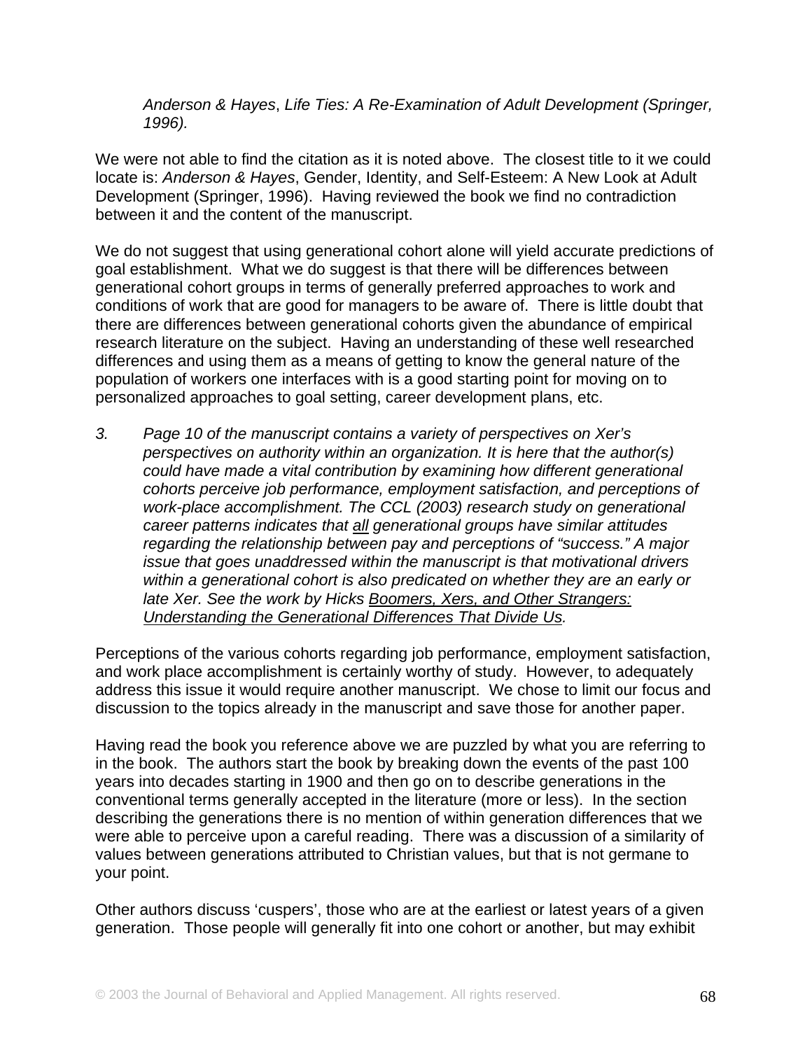*Anderson & Hayes*, *Life Ties: A Re-Examination of Adult Development (Springer, 1996).*

We were not able to find the citation as it is noted above. The closest title to it we could locate is: *Anderson & Hayes*, Gender, Identity, and Self-Esteem: A New Look at Adult Development (Springer, 1996). Having reviewed the book we find no contradiction between it and the content of the manuscript.

We do not suggest that using generational cohort alone will yield accurate predictions of goal establishment. What we do suggest is that there will be differences between generational cohort groups in terms of generally preferred approaches to work and conditions of work that are good for managers to be aware of. There is little doubt that there are differences between generational cohorts given the abundance of empirical research literature on the subject. Having an understanding of these well researched differences and using them as a means of getting to know the general nature of the population of workers one interfaces with is a good starting point for moving on to personalized approaches to goal setting, career development plans, etc.

3. *Page 10 of the manuscript contains a variety of perspectives on Xer's perspectives on authority within an organization. It is here that the author(s) could have made a vital contribution by examining how different generational cohorts perceive job performance, employment satisfaction, and perceptions of work-place accomplishment. The CCL (2003) research study on generational career patterns indicates that <u>all</u> generational groups have similar attitudes regarding the relationship between pay and perceptions of "success." A major issue that goes unaddressed within the manuscript is that motivational drivers within a generational cohort is also predicated on whether they are an early or late Xer. See the work by Hicks <u>Boomers, Xers, and Other Strangers: Understanding the Generational Differences That Divide Us</u>.*

Perceptions of the various cohorts regarding job performance, employment satisfaction, and work place accomplishment is certainly worthy of study. However, to adequately address this issue it would require another manuscript. We chose to limit our focus and discussion to the topics already in the manuscript and save those for another paper.

Having read the book you reference above we are puzzled by what you are referring to in the book. The authors start the book by breaking down the events of the past 100 years into decades starting in 1900 and then go on to describe generations in the conventional terms generally accepted in the literature (more or less). In the section describing the generations there is no mention of within generation differences that we were able to perceive upon a careful reading. There was a discussion of a similarity of values between generations attributed to Christian values, but that is not germane to your point.

Other authors discuss 'cuspers', those who are at the earliest or latest years of a given generation. Those people will generally fit into one cohort or another, but may exhibit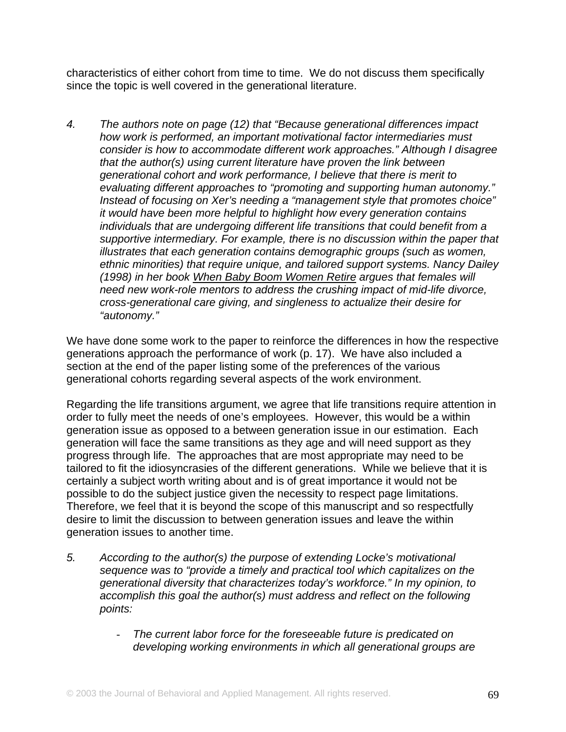characteristics of either cohort from time to time. We do not discuss them specifically since the topic is well covered in the generational literature.

4. *The authors note on page (12) that "Because generational differences impact how work is performed, an important motivational factor intermediaries must consider is how to accommodate different work approaches." Although I disagree that the author(s) using current literature have proven the link between generational cohort and work performance, I believe that there is merit to evaluating different approaches to "promoting and supporting human autonomy." Instead of focusing on Xer's needing a "management style that promotes choice" it would have been more helpful to highlight how every generation contains individuals that are undergoing different life transitions that could benefit from a supportive intermediary. For example, there is no discussion within the paper that illustrates that each generation contains demographic groups (such as women, ethnic minorities) that require unique, and tailored support systems. Nancy Dailey (1998) in her book When Baby Boom Women Retire argues that females will need new work-role mentors to address the crushing impact of mid-life divorce, cross-generational care giving, and singleness to actualize their desire for "autonomy."*

We have done some work to the paper to reinforce the differences in how the respective generations approach the performance of work (p. 17). We have also included a section at the end of the paper listing some of the preferences of the various generational cohorts regarding several aspects of the work environment.

Regarding the life transitions argument, we agree that life transitions require attention in order to fully meet the needs of one's employees. However, this would be a within generation issue as opposed to a between generation issue in our estimation. Each generation will face the same transitions as they age and will need support as they progress through life. The approaches that are most appropriate may need to be tailored to fit the idiosyncrasies of the different generations. While we believe that it is certainly a subject worth writing about and is of great importance it would not be possible to do the subject justice given the necessity to respect page limitations. Therefore, we feel that it is beyond the scope of this manuscript and so respectfully desire to limit the discussion to between generation issues and leave the within generation issues to another time.

5. *According to the author(s) the purpose of extending Locke's motivational sequence was to "provide a timely and practical tool which capitalizes on the generational diversity that characterizes today's workforce." In my opinion, to accomplish this goal the author(s) must address and reflect on the following points:*

   - *The current labor force for the foreseeable future is predicated on developing working environments in which all generational groups are*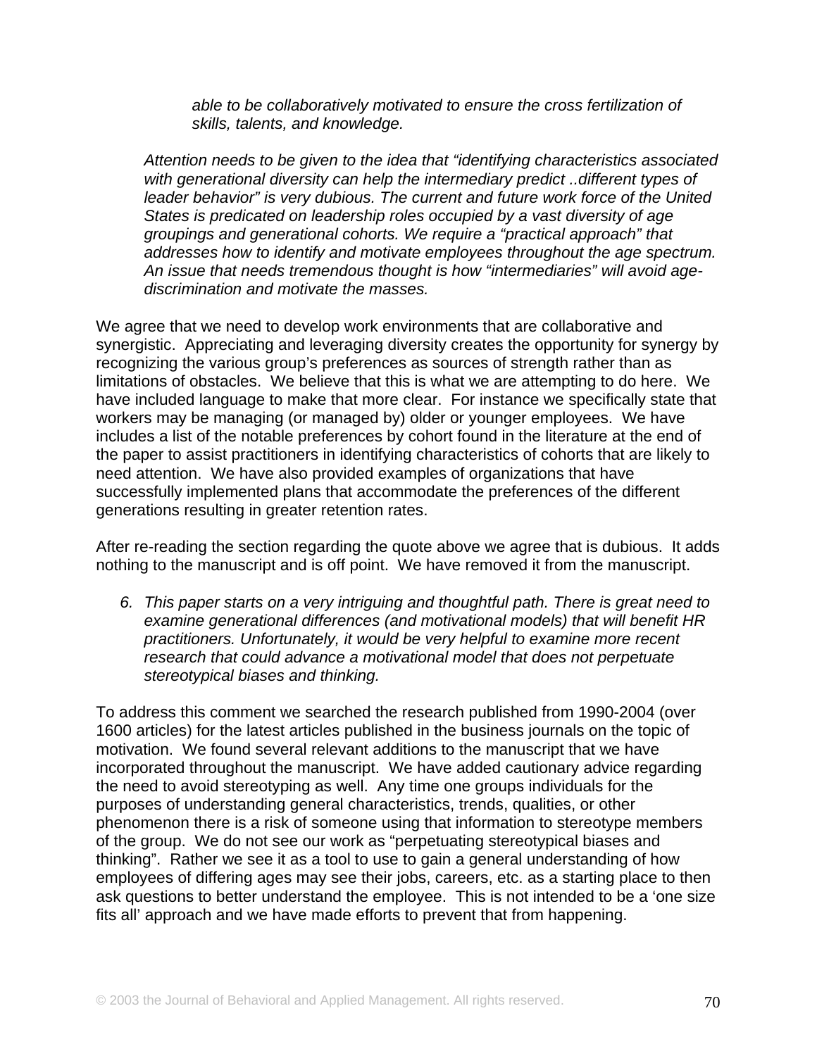*able to be collaboratively motivated to ensure the cross fertilization of skills, talents, and knowledge.*

*Attention needs to be given to the idea that "identifying characteristics associated with generational diversity can help the intermediary predict ..different types of leader behavior" is very dubious. The current and future work force of the United States is predicated on leadership roles occupied by a vast diversity of age groupings and generational cohorts. We require a "practical approach" that addresses how to identify and motivate employees throughout the age spectrum. An issue that needs tremendous thought is how "intermediaries" will avoid age-discrimination and motivate the masses.*

We agree that we need to develop work environments that are collaborative and synergistic. Appreciating and leveraging diversity creates the opportunity for synergy by recognizing the various group's preferences as sources of strength rather than as limitations of obstacles. We believe that this is what we are attempting to do here. We have included language to make that more clear. For instance we specifically state that workers may be managing (or managed by) older or younger employees. We have includes a list of the notable preferences by cohort found in the literature at the end of the paper to assist practitioners in identifying characteristics of cohorts that are likely to need attention. We have also provided examples of organizations that have successfully implemented plans that accommodate the preferences of the different generations resulting in greater retention rates.

After re-reading the section regarding the quote above we agree that is dubious. It adds nothing to the manuscript and is off point. We have removed it from the manuscript.

6. *This paper starts on a very intriguing and thoughtful path. There is great need to examine generational differences (and motivational models) that will benefit HR practitioners. Unfortunately, it would be very helpful to examine more recent research that could advance a motivational model that does not perpetuate stereotypical biases and thinking.*

To address this comment we searched the research published from 1990-2004 (over 1600 articles) for the latest articles published in the business journals on the topic of motivation. We found several relevant additions to the manuscript that we have incorporated throughout the manuscript. We have added cautionary advice regarding the need to avoid stereotyping as well. Any time one groups individuals for the purposes of understanding general characteristics, trends, qualities, or other phenomenon there is a risk of someone using that information to stereotype members of the group. We do not see our work as "perpetuating stereotypical biases and thinking". Rather we see it as a tool to use to gain a general understanding of how employees of differing ages may see their jobs, careers, etc. as a starting place to then ask questions to better understand the employee. This is not intended to be a 'one size fits all' approach and we have made efforts to prevent that from happening.